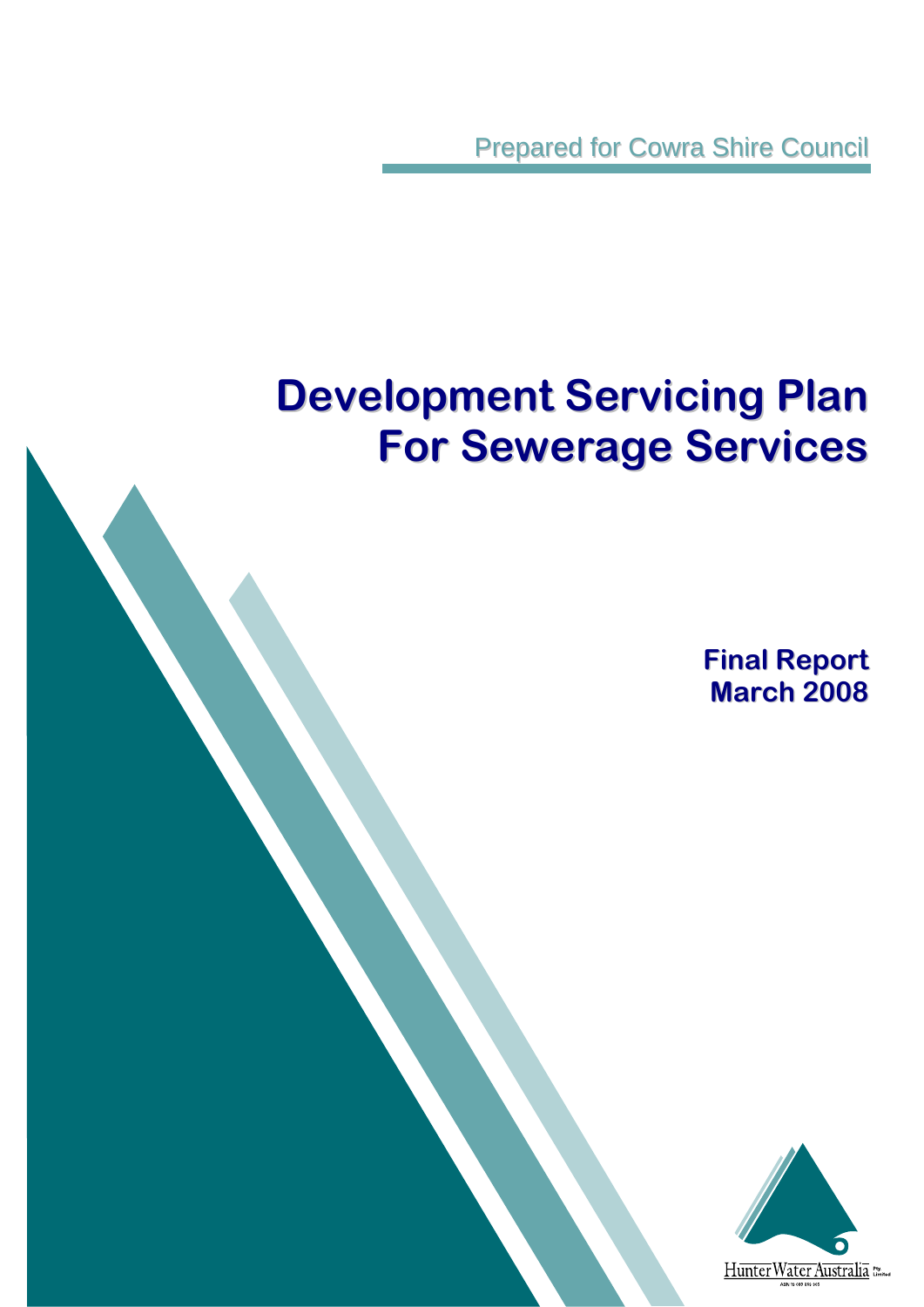Prepared for Cowra Shire Council

# Development Servicing Plan For Sewerage Services

**Final Report**
**March 2008**

Hunter Water Australia Pty Limited

ABN 76 000 816 045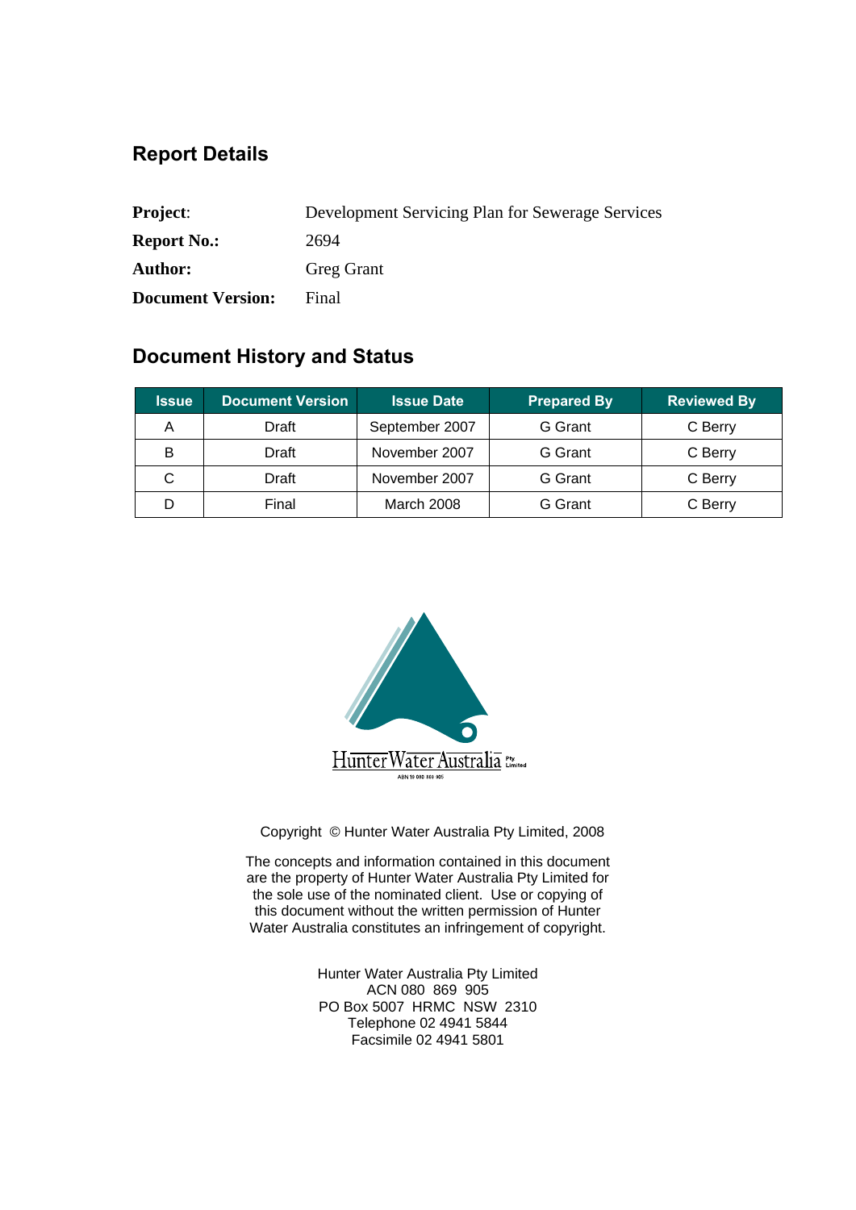## Report Details

**Project**: Development Servicing Plan for Sewerage Services

**Report No.:** 2694

**Author:** Greg Grant

**Document Version:** Final

## Document History and Status

| Issue | Document Version | Issue Date | Prepared By | Reviewed By |
|---|---|---|---|---|
| A | Draft | September 2007 | G Grant | C Berry |
| B | Draft | November 2007 | G Grant | C Berry |
| C | Draft | November 2007 | G Grant | C Berry |
| D | Final | March 2008 | G Grant | C Berry |

Hunter Water Australia Pty Limited
ABN 18 080 869 905

Copyright © Hunter Water Australia Pty Limited, 2008

The concepts and information contained in this document are the property of Hunter Water Australia Pty Limited for the sole use of the nominated client. Use or copying of this document without the written permission of Hunter Water Australia constitutes an infringement of copyright.

Hunter Water Australia Pty Limited
ACN 080 869 905
PO Box 5007 HRMC NSW 2310
Telephone 02 4941 5844
Facsimile 02 4941 5801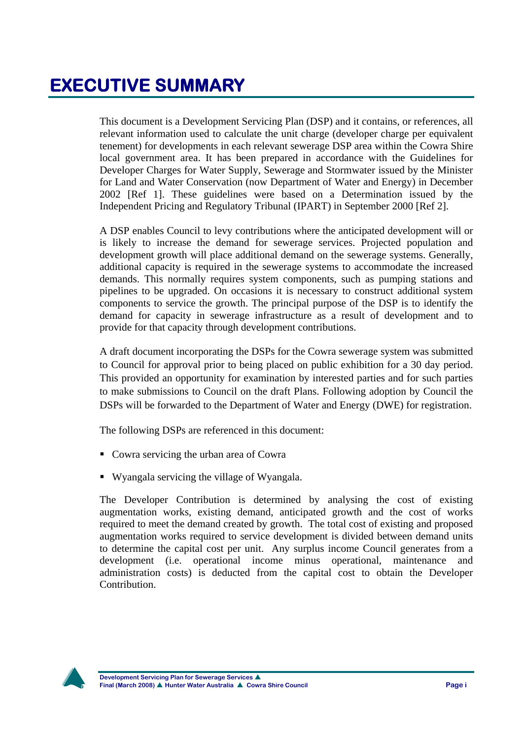# EXECUTIVE SUMMARY

This document is a Development Servicing Plan (DSP) and it contains, or references, all relevant information used to calculate the unit charge (developer charge per equivalent tenement) for developments in each relevant sewerage DSP area within the Cowra Shire local government area. It has been prepared in accordance with the Guidelines for Developer Charges for Water Supply, Sewerage and Stormwater issued by the Minister for Land and Water Conservation (now Department of Water and Energy) in December 2002 [Ref 1]. These guidelines were based on a Determination issued by the Independent Pricing and Regulatory Tribunal (IPART) in September 2000 [Ref 2].

A DSP enables Council to levy contributions where the anticipated development will or is likely to increase the demand for sewerage services. Projected population and development growth will place additional demand on the sewerage systems. Generally, additional capacity is required in the sewerage systems to accommodate the increased demands. This normally requires system components, such as pumping stations and pipelines to be upgraded. On occasions it is necessary to construct additional system components to service the growth. The principal purpose of the DSP is to identify the demand for capacity in sewerage infrastructure as a result of development and to provide for that capacity through development contributions.

A draft document incorporating the DSPs for the Cowra sewerage system was submitted to Council for approval prior to being placed on public exhibition for a 30 day period. This provided an opportunity for examination by interested parties and for such parties to make submissions to Council on the draft Plans. Following adoption by Council the DSPs will be forwarded to the Department of Water and Energy (DWE) for registration.

The following DSPs are referenced in this document:

- Cowra servicing the urban area of Cowra
- Wyangala servicing the village of Wyangala.

The Developer Contribution is determined by analysing the cost of existing augmentation works, existing demand, anticipated growth and the cost of works required to meet the demand created by growth. The total cost of existing and proposed augmentation works required to service development is divided between demand units to determine the capital cost per unit. Any surplus income Council generates from a development (i.e. operational income minus operational, maintenance and administration costs) is deducted from the capital cost to obtain the Developer Contribution.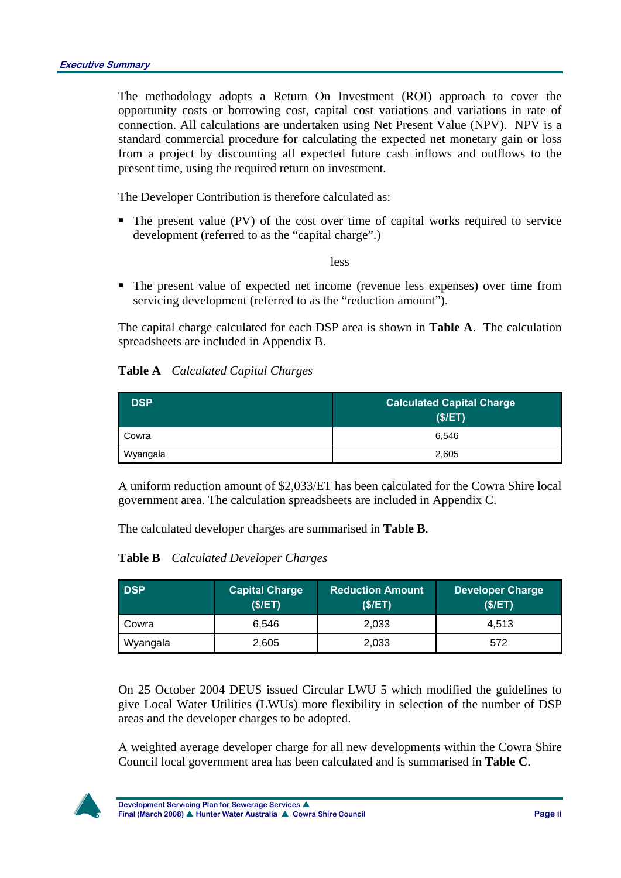The methodology adopts a Return On Investment (ROI) approach to cover the opportunity costs or borrowing cost, capital cost variations and variations in rate of connection. All calculations are undertaken using Net Present Value (NPV). NPV is a standard commercial procedure for calculating the expected net monetary gain or loss from a project by discounting all expected future cash inflows and outflows to the present time, using the required return on investment.

The Developer Contribution is therefore calculated as:

- The present value (PV) of the cost over time of capital works required to service development (referred to as the "capital charge".)

less

- The present value of expected net income (revenue less expenses) over time from servicing development (referred to as the "reduction amount").

The capital charge calculated for each DSP area is shown in **Table A**. The calculation spreadsheets are included in Appendix B.

**Table A** *Calculated Capital Charges*

| DSP | Calculated Capital Charge ($/ET) |
|---|---|
| Cowra | 6,546 |
| Wyangala | 2,605 |

A uniform reduction amount of $2,033/ET has been calculated for the Cowra Shire local government area. The calculation spreadsheets are included in Appendix C.

The calculated developer charges are summarised in **Table B**.

**Table B** *Calculated Developer Charges*

| DSP | Capital Charge ($/ET) | Reduction Amount ($/ET) | Developer Charge ($/ET) |
|---|---|---|---|
| Cowra | 6,546 | 2,033 | 4,513 |
| Wyangala | 2,605 | 2,033 | 572 |

On 25 October 2004 DEUS issued Circular LWU 5 which modified the guidelines to give Local Water Utilities (LWUs) more flexibility in selection of the number of DSP areas and the developer charges to be adopted.

A weighted average developer charge for all new developments within the Cowra Shire Council local government area has been calculated and is summarised in **Table C**.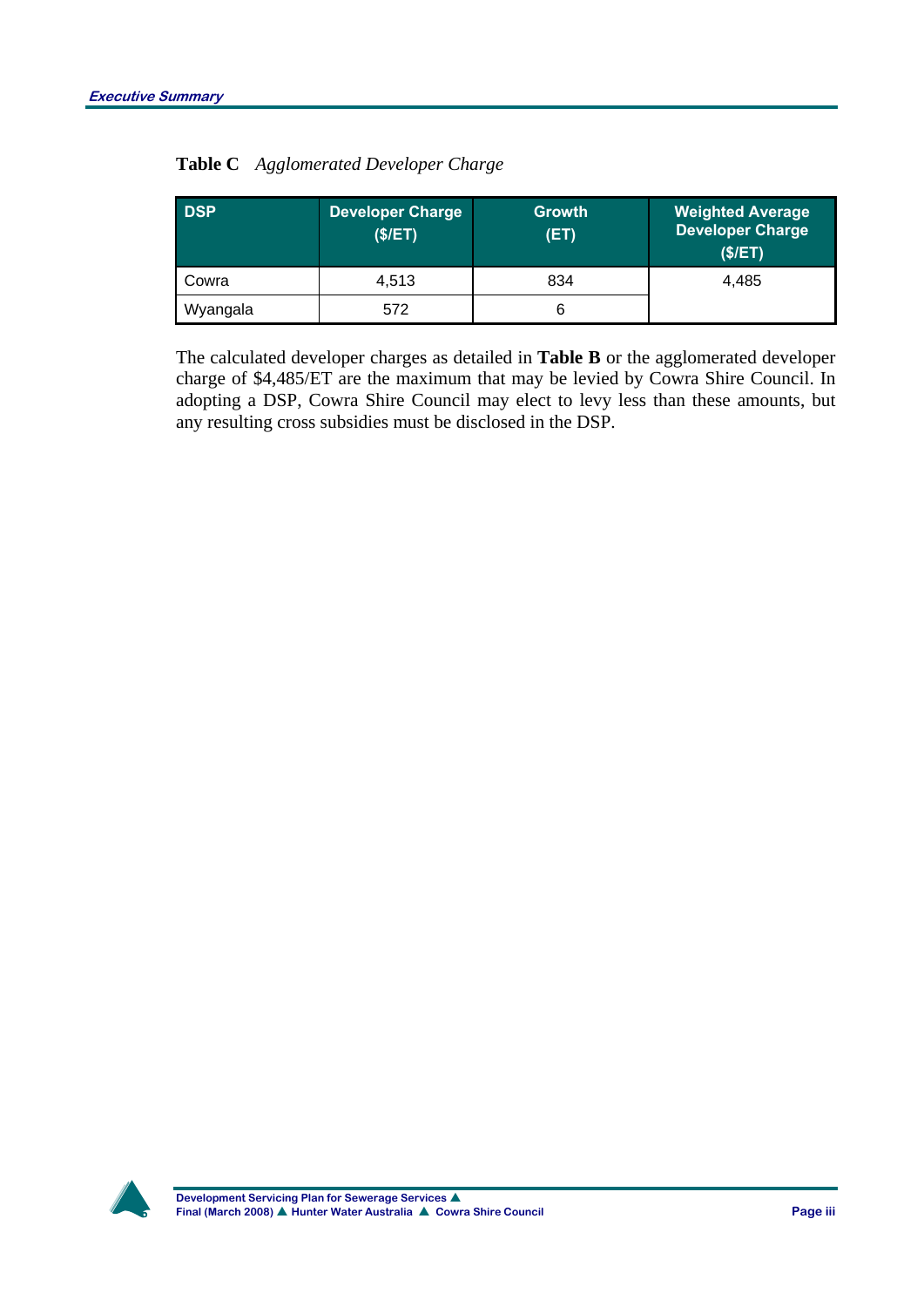**Table C** *Agglomerated Developer Charge*

| DSP | Developer Charge ($/ET) | Growth (ET) | Weighted Average Developer Charge ($/ET) |
|---|---|---|---|
| Cowra | 4,513 | 834 | 4,485 |
| Wyangala | 572 | 6 | |

The calculated developer charges as detailed in **Table B** or the agglomerated developer charge of $4,485/ET are the maximum that may be levied by Cowra Shire Council. In adopting a DSP, Cowra Shire Council may elect to levy less than these amounts, but any resulting cross subsidies must be disclosed in the DSP.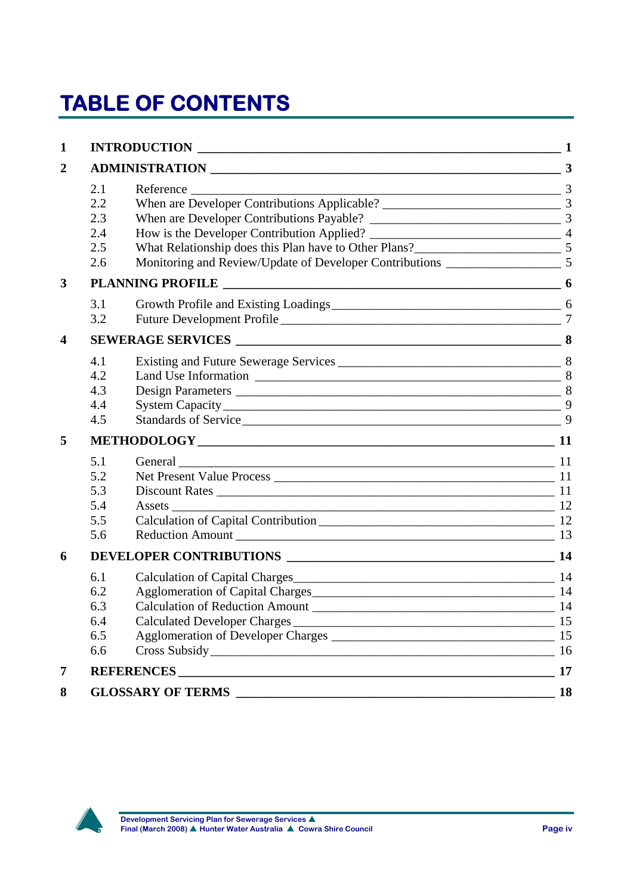# TABLE OF CONTENTS

| | | |
|---|---|---|
| **1** | **INTRODUCTION** | **1** |
| **2** | **ADMINISTRATION** | **3** |
| 2.1 | Reference | 3 |
| 2.2 | When are Developer Contributions Applicable? | 3 |
| 2.3 | When are Developer Contributions Payable? | 3 |
| 2.4 | How is the Developer Contribution Applied? | 4 |
| 2.5 | What Relationship does this Plan have to Other Plans? | 5 |
| 2.6 | Monitoring and Review/Update of Developer Contributions | 5 |
| **3** | **PLANNING PROFILE** | **6** |
| 3.1 | Growth Profile and Existing Loadings | 6 |
| 3.2 | Future Development Profile | 7 |
| **4** | **SEWERAGE SERVICES** | **8** |
| 4.1 | Existing and Future Sewerage Services | 8 |
| 4.2 | Land Use Information | 8 |
| 4.3 | Design Parameters | 8 |
| 4.4 | System Capacity | 9 |
| 4.5 | Standards of Service | 9 |
| **5** | **METHODOLOGY** | **11** |
| 5.1 | General | 11 |
| 5.2 | Net Present Value Process | 11 |
| 5.3 | Discount Rates | 11 |
| 5.4 | Assets | 12 |
| 5.5 | Calculation of Capital Contribution | 12 |
| 5.6 | Reduction Amount | 13 |
| **6** | **DEVELOPER CONTRIBUTIONS** | **14** |
| 6.1 | Calculation of Capital Charges | 14 |
| 6.2 | Agglomeration of Capital Charges | 14 |
| 6.3 | Calculation of Reduction Amount | 14 |
| 6.4 | Calculated Developer Charges | 15 |
| 6.5 | Agglomeration of Developer Charges | 15 |
| 6.6 | Cross Subsidy | 16 |
| **7** | **REFERENCES** | **17** |
| **8** | **GLOSSARY OF TERMS** | **18** |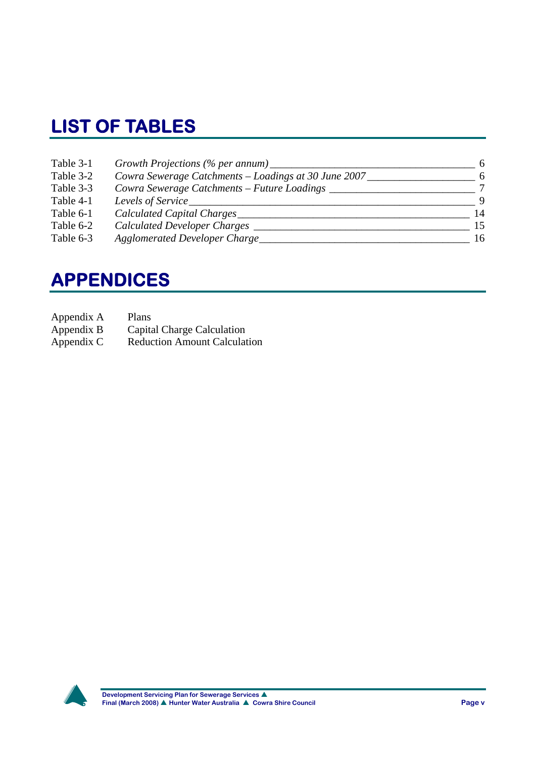# LIST OF TABLES

| | | |
|---|---|---|
| Table 3-1 | *Growth Projections (% per annum)* | 6 |
| Table 3-2 | *Cowra Sewerage Catchments – Loadings at 30 June 2007* | 6 |
| Table 3-3 | *Cowra Sewerage Catchments – Future Loadings* | 7 |
| Table 4-1 | *Levels of Service* | 9 |
| Table 6-1 | *Calculated Capital Charges* | 14 |
| Table 6-2 | *Calculated Developer Charges* | 15 |
| Table 6-3 | *Agglomerated Developer Charge* | 16 |

# APPENDICES

| | |
|---|---|
| Appendix A | Plans |
| Appendix B | Capital Charge Calculation |
| Appendix C | Reduction Amount Calculation |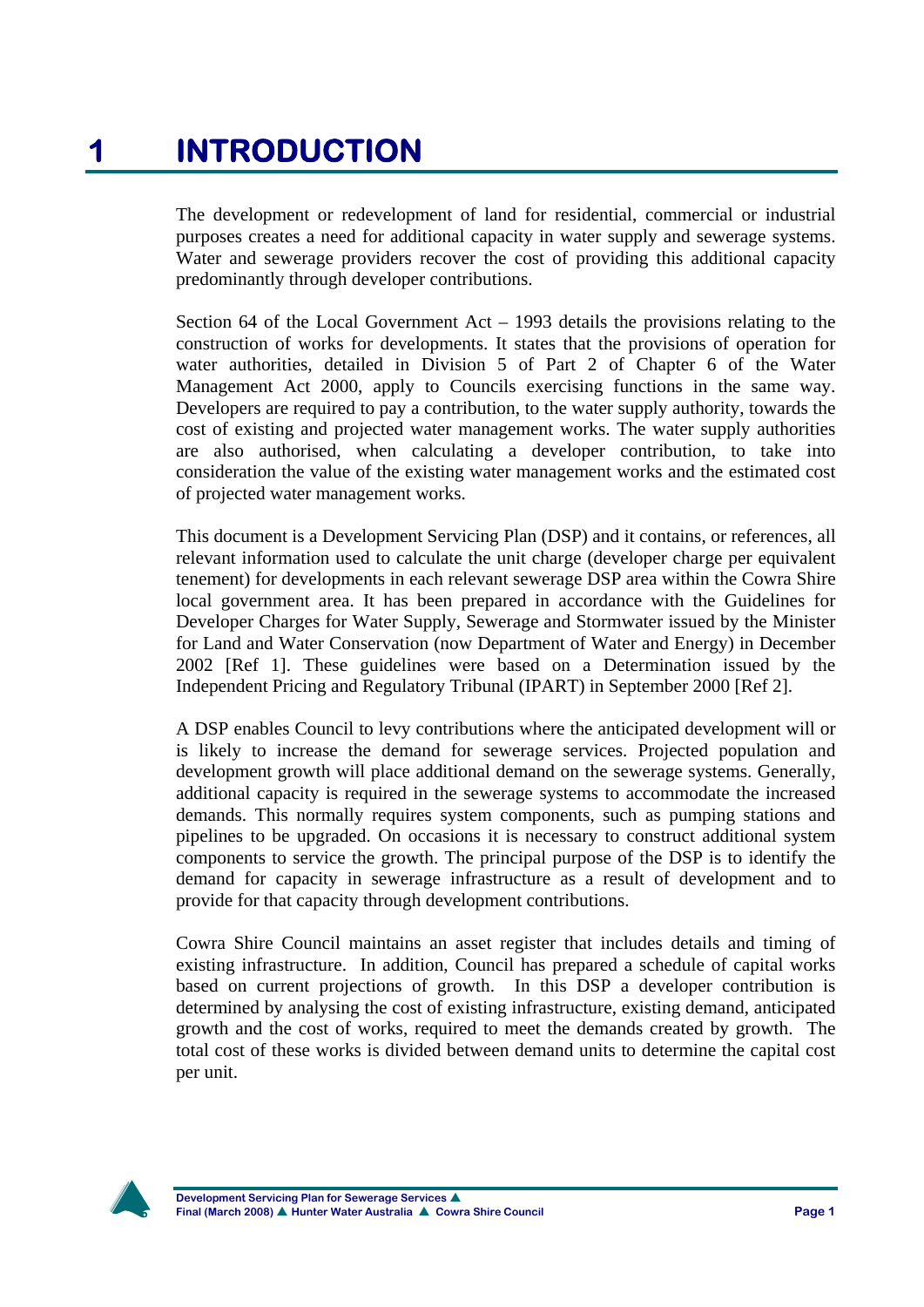# 1 INTRODUCTION

The development or redevelopment of land for residential, commercial or industrial purposes creates a need for additional capacity in water supply and sewerage systems. Water and sewerage providers recover the cost of providing this additional capacity predominantly through developer contributions.

Section 64 of the Local Government Act – 1993 details the provisions relating to the construction of works for developments. It states that the provisions of operation for water authorities, detailed in Division 5 of Part 2 of Chapter 6 of the Water Management Act 2000, apply to Councils exercising functions in the same way. Developers are required to pay a contribution, to the water supply authority, towards the cost of existing and projected water management works. The water supply authorities are also authorised, when calculating a developer contribution, to take into consideration the value of the existing water management works and the estimated cost of projected water management works.

This document is a Development Servicing Plan (DSP) and it contains, or references, all relevant information used to calculate the unit charge (developer charge per equivalent tenement) for developments in each relevant sewerage DSP area within the Cowra Shire local government area. It has been prepared in accordance with the Guidelines for Developer Charges for Water Supply, Sewerage and Stormwater issued by the Minister for Land and Water Conservation (now Department of Water and Energy) in December 2002 [Ref 1]. These guidelines were based on a Determination issued by the Independent Pricing and Regulatory Tribunal (IPART) in September 2000 [Ref 2].

A DSP enables Council to levy contributions where the anticipated development will or is likely to increase the demand for sewerage services. Projected population and development growth will place additional demand on the sewerage systems. Generally, additional capacity is required in the sewerage systems to accommodate the increased demands. This normally requires system components, such as pumping stations and pipelines to be upgraded. On occasions it is necessary to construct additional system components to service the growth. The principal purpose of the DSP is to identify the demand for capacity in sewerage infrastructure as a result of development and to provide for that capacity through development contributions.

Cowra Shire Council maintains an asset register that includes details and timing of existing infrastructure. In addition, Council has prepared a schedule of capital works based on current projections of growth. In this DSP a developer contribution is determined by analysing the cost of existing infrastructure, existing demand, anticipated growth and the cost of works, required to meet the demands created by growth. The total cost of these works is divided between demand units to determine the capital cost per unit.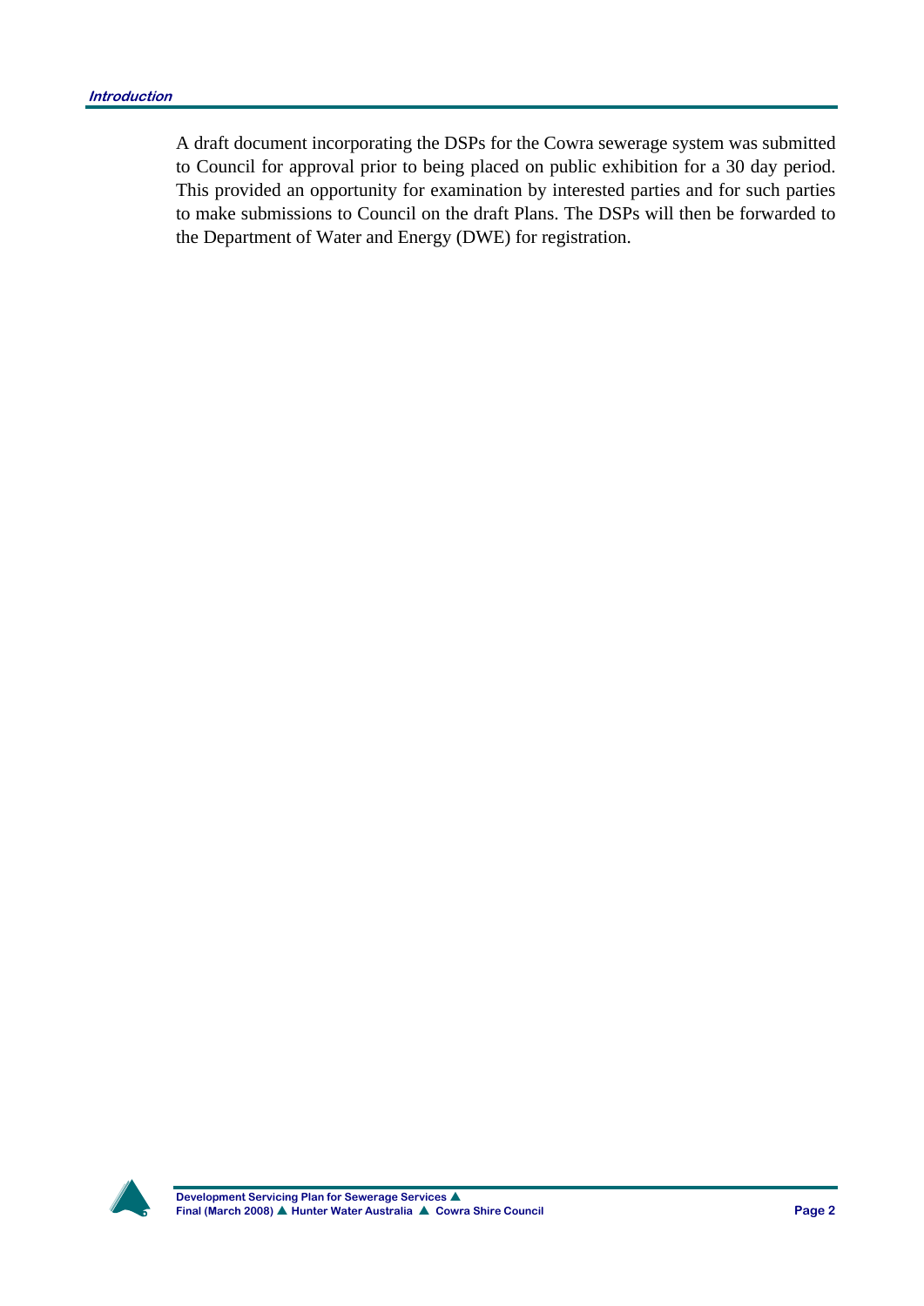A draft document incorporating the DSPs for the Cowra sewerage system was submitted to Council for approval prior to being placed on public exhibition for a 30 day period. This provided an opportunity for examination by interested parties and for such parties to make submissions to Council on the draft Plans. The DSPs will then be forwarded to the Department of Water and Energy (DWE) for registration.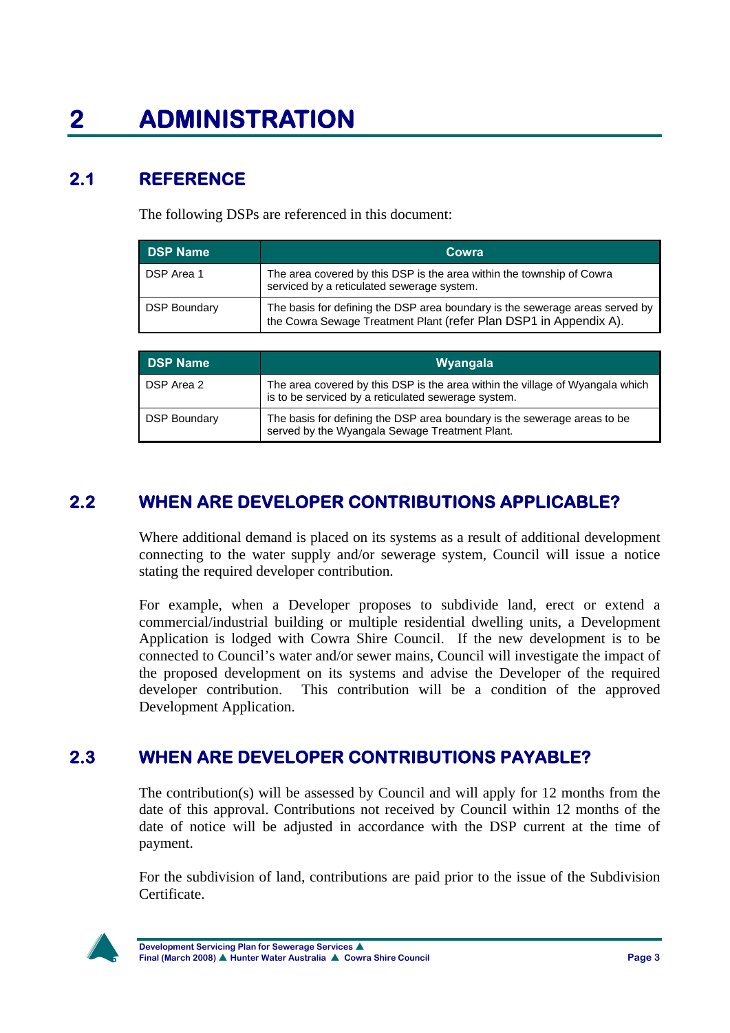# 2 ADMINISTRATION

## 2.1 REFERENCE

The following DSPs are referenced in this document:

| DSP Name | Cowra |
|---|---|
| DSP Area 1 | The area covered by this DSP is the area within the township of Cowra serviced by a reticulated sewerage system. |
| DSP Boundary | The basis for defining the DSP area boundary is the sewerage areas served by the Cowra Sewage Treatment Plant (refer Plan DSP1 in Appendix A). |

| DSP Name | Wyangala |
|---|---|
| DSP Area 2 | The area covered by this DSP is the area within the village of Wyangala which is to be serviced by a reticulated sewerage system. |
| DSP Boundary | The basis for defining the DSP area boundary is the sewerage areas to be served by the Wyangala Sewage Treatment Plant. |

## 2.2 WHEN ARE DEVELOPER CONTRIBUTIONS APPLICABLE?

Where additional demand is placed on its systems as a result of additional development connecting to the water supply and/or sewerage system, Council will issue a notice stating the required developer contribution.

For example, when a Developer proposes to subdivide land, erect or extend a commercial/industrial building or multiple residential dwelling units, a Development Application is lodged with Cowra Shire Council. If the new development is to be connected to Council's water and/or sewer mains, Council will investigate the impact of the proposed development on its systems and advise the Developer of the required developer contribution. This contribution will be a condition of the approved Development Application.

## 2.3 WHEN ARE DEVELOPER CONTRIBUTIONS PAYABLE?

The contribution(s) will be assessed by Council and will apply for 12 months from the date of this approval. Contributions not received by Council within 12 months of the date of notice will be adjusted in accordance with the DSP current at the time of payment.

For the subdivision of land, contributions are paid prior to the issue of the Subdivision Certificate.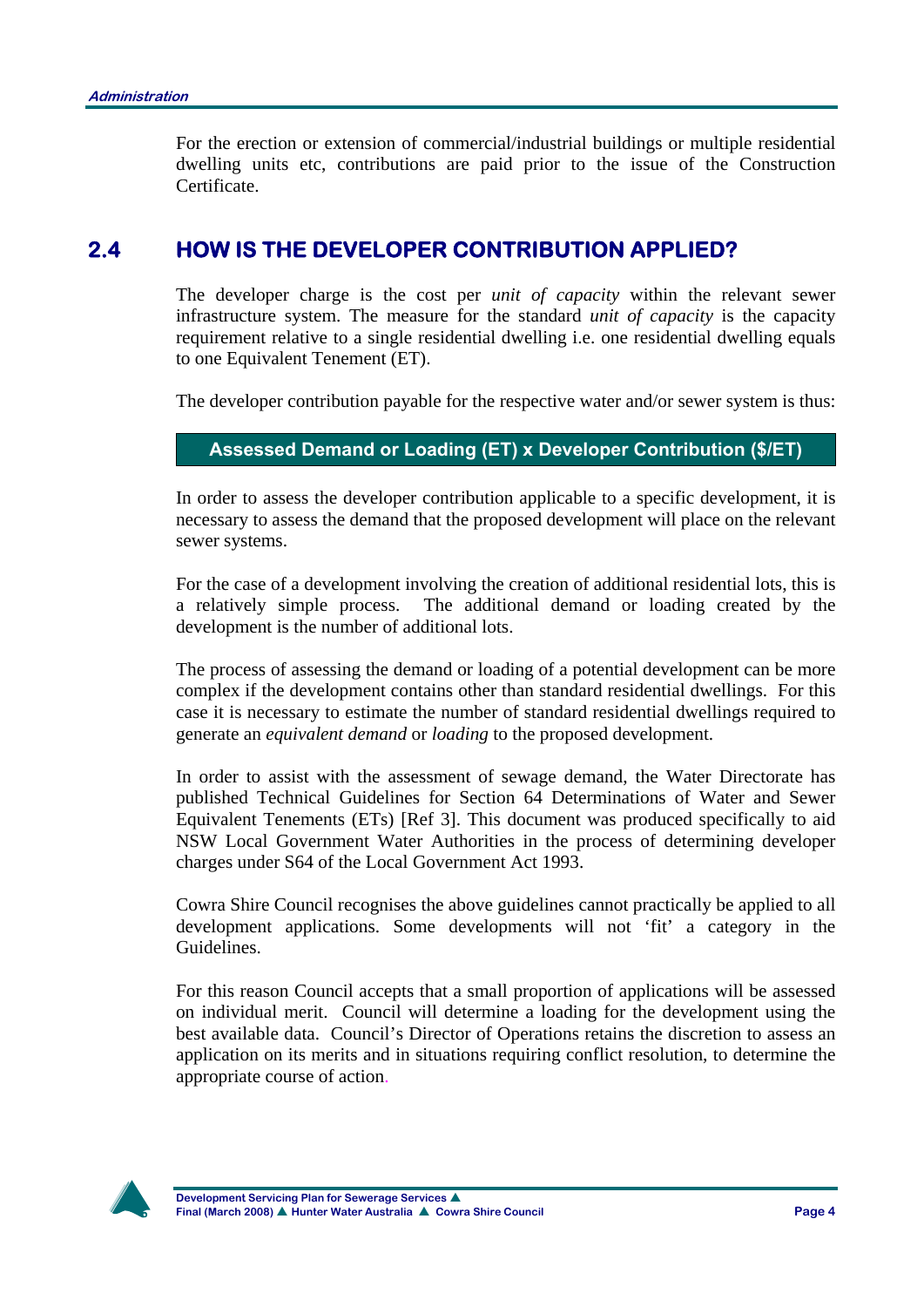For the erection or extension of commercial/industrial buildings or multiple residential dwelling units etc, contributions are paid prior to the issue of the Construction Certificate.

## 2.4 HOW IS THE DEVELOPER CONTRIBUTION APPLIED?

The developer charge is the cost per *unit of capacity* within the relevant sewer infrastructure system. The measure for the standard *unit of capacity* is the capacity requirement relative to a single residential dwelling i.e. one residential dwelling equals to one Equivalent Tenement (ET).

The developer contribution payable for the respective water and/or sewer system is thus:

**Assessed Demand or Loading (ET) x Developer Contribution ($/ET)**

In order to assess the developer contribution applicable to a specific development, it is necessary to assess the demand that the proposed development will place on the relevant sewer systems.

For the case of a development involving the creation of additional residential lots, this is a relatively simple process. The additional demand or loading created by the development is the number of additional lots.

The process of assessing the demand or loading of a potential development can be more complex if the development contains other than standard residential dwellings. For this case it is necessary to estimate the number of standard residential dwellings required to generate an *equivalent demand* or *loading* to the proposed development.

In order to assist with the assessment of sewage demand, the Water Directorate has published Technical Guidelines for Section 64 Determinations of Water and Sewer Equivalent Tenements (ETs) [Ref 3]. This document was produced specifically to aid NSW Local Government Water Authorities in the process of determining developer charges under S64 of the Local Government Act 1993.

Cowra Shire Council recognises the above guidelines cannot practically be applied to all development applications. Some developments will not 'fit' a category in the Guidelines.

For this reason Council accepts that a small proportion of applications will be assessed on individual merit. Council will determine a loading for the development using the best available data. Council's Director of Operations retains the discretion to assess an application on its merits and in situations requiring conflict resolution, to determine the appropriate course of action.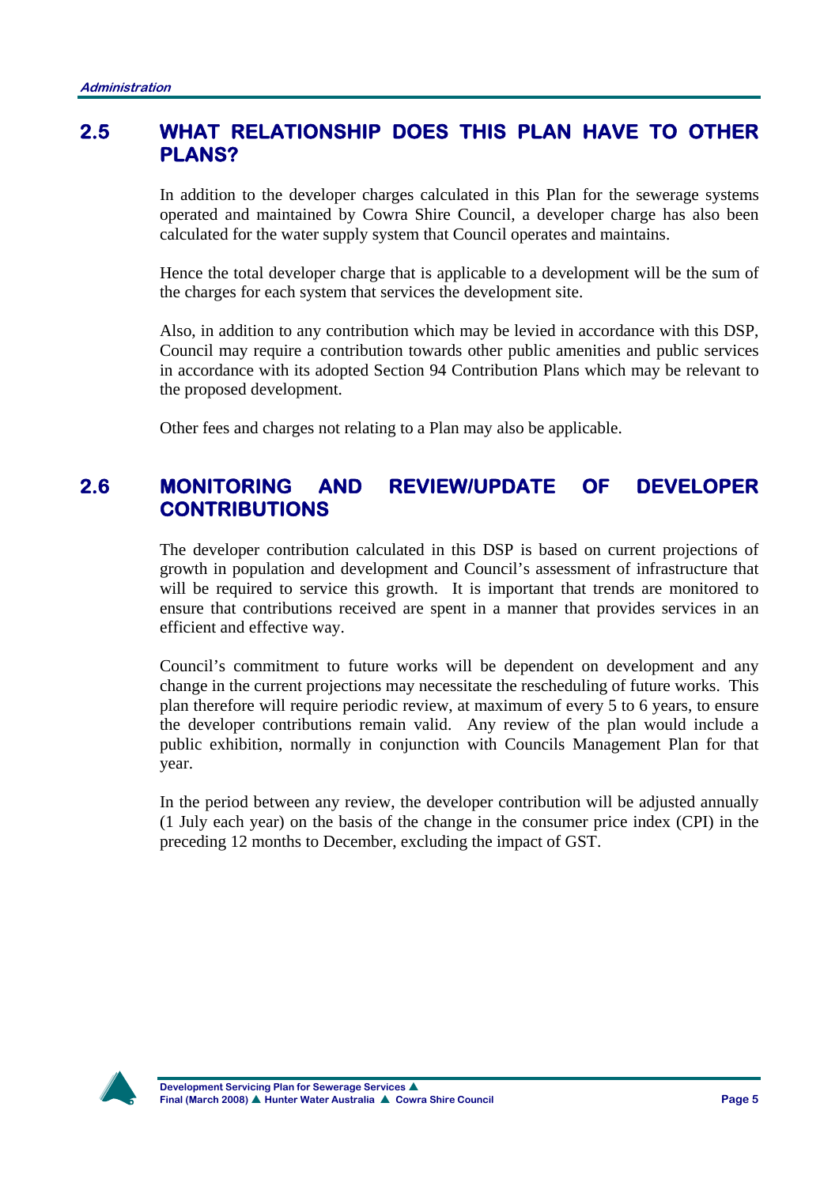## 2.5 WHAT RELATIONSHIP DOES THIS PLAN HAVE TO OTHER PLANS?

In addition to the developer charges calculated in this Plan for the sewerage systems operated and maintained by Cowra Shire Council, a developer charge has also been calculated for the water supply system that Council operates and maintains.

Hence the total developer charge that is applicable to a development will be the sum of the charges for each system that services the development site.

Also, in addition to any contribution which may be levied in accordance with this DSP, Council may require a contribution towards other public amenities and public services in accordance with its adopted Section 94 Contribution Plans which may be relevant to the proposed development.

Other fees and charges not relating to a Plan may also be applicable.

## 2.6 MONITORING AND REVIEW/UPDATE OF DEVELOPER CONTRIBUTIONS

The developer contribution calculated in this DSP is based on current projections of growth in population and development and Council's assessment of infrastructure that will be required to service this growth. It is important that trends are monitored to ensure that contributions received are spent in a manner that provides services in an efficient and effective way.

Council's commitment to future works will be dependent on development and any change in the current projections may necessitate the rescheduling of future works. This plan therefore will require periodic review, at maximum of every 5 to 6 years, to ensure the developer contributions remain valid. Any review of the plan would include a public exhibition, normally in conjunction with Councils Management Plan for that year.

In the period between any review, the developer contribution will be adjusted annually (1 July each year) on the basis of the change in the consumer price index (CPI) in the preceding 12 months to December, excluding the impact of GST.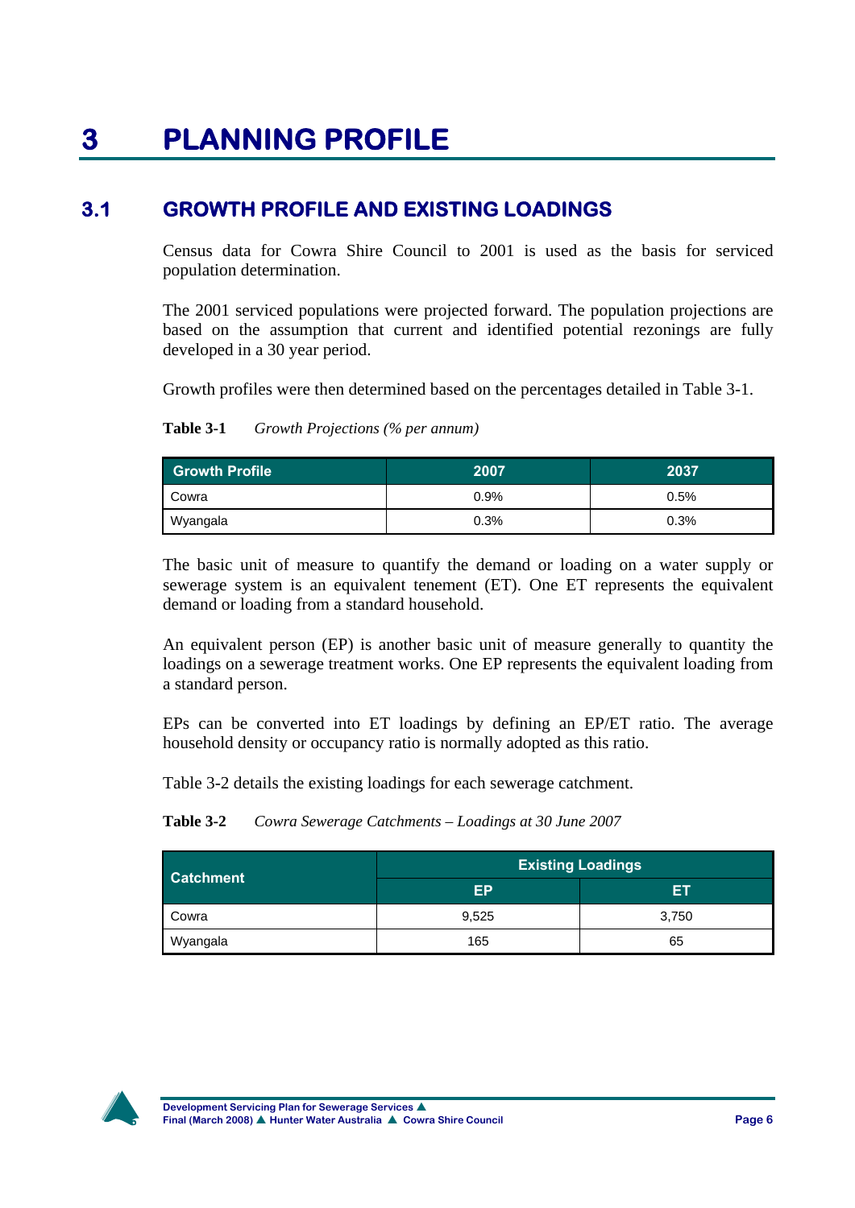# 3 PLANNING PROFILE

## 3.1 GROWTH PROFILE AND EXISTING LOADINGS

Census data for Cowra Shire Council to 2001 is used as the basis for serviced population determination.

The 2001 serviced populations were projected forward. The population projections are based on the assumption that current and identified potential rezonings are fully developed in a 30 year period.

Growth profiles were then determined based on the percentages detailed in Table 3-1.

**Table 3-1** *Growth Projections (% per annum)*

| Growth Profile | 2007 | 2037 |
|---|---|---|
| Cowra | 0.9% | 0.5% |
| Wyangala | 0.3% | 0.3% |

The basic unit of measure to quantify the demand or loading on a water supply or sewerage system is an equivalent tenement (ET). One ET represents the equivalent demand or loading from a standard household.

An equivalent person (EP) is another basic unit of measure generally to quantity the loadings on a sewerage treatment works. One EP represents the equivalent loading from a standard person.

EPs can be converted into ET loadings by defining an EP/ET ratio. The average household density or occupancy ratio is normally adopted as this ratio.

Table 3-2 details the existing loadings for each sewerage catchment.

**Table 3-2** *Cowra Sewerage Catchments – Loadings at 30 June 2007*

| Catchment | Existing Loadings | |
|---|---|---|
| | EP | ET |
| Cowra | 9,525 | 3,750 |
| Wyangala | 165 | 65 |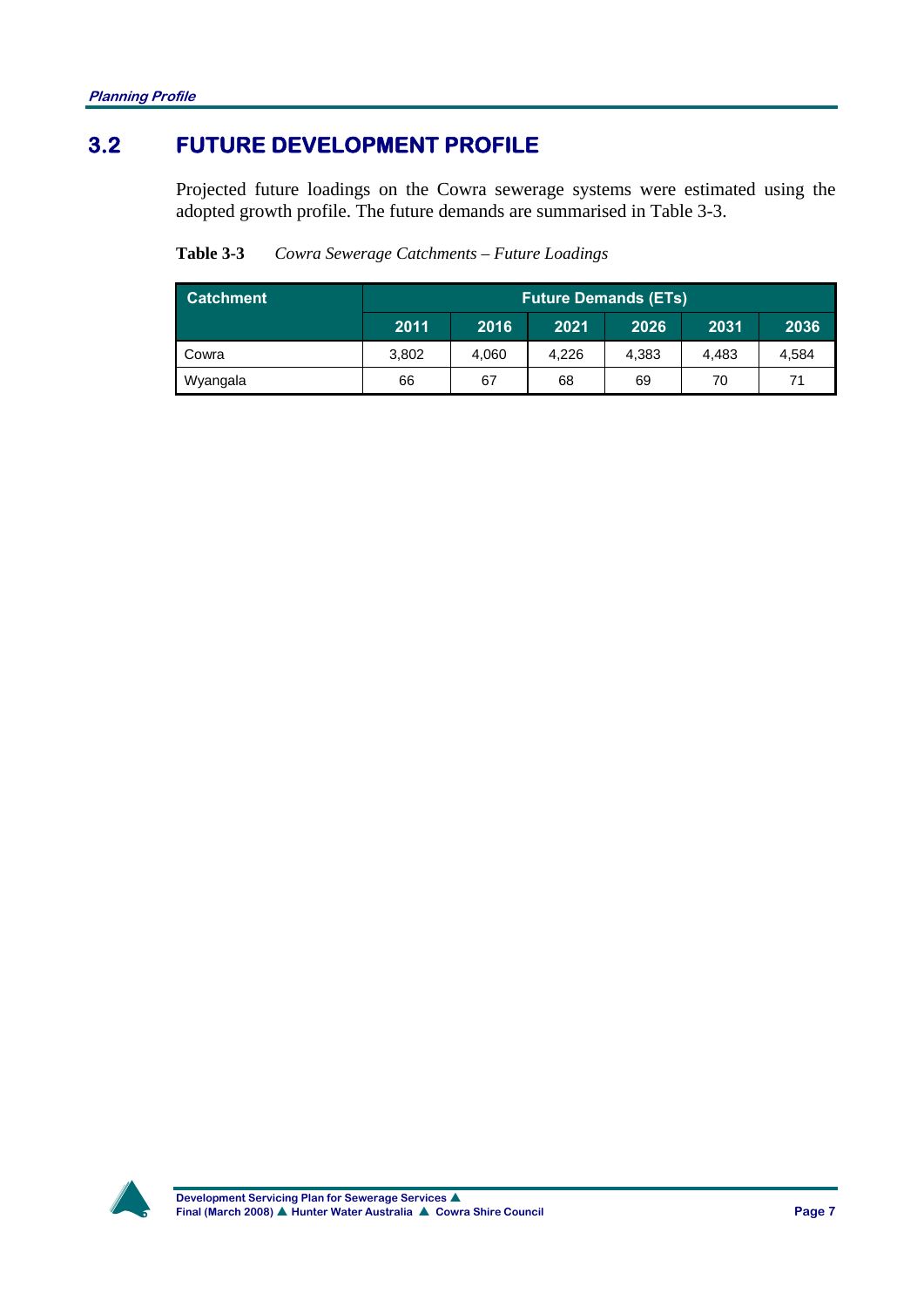## 3.2 FUTURE DEVELOPMENT PROFILE

Projected future loadings on the Cowra sewerage systems were estimated using the adopted growth profile. The future demands are summarised in Table 3-3.

**Table 3-3** *Cowra Sewerage Catchments – Future Loadings*

| Catchment | Future Demands (ETs) | | | | | |
|---|---|---|---|---|---|---|
| | 2011 | 2016 | 2021 | 2026 | 2031 | 2036 |
| Cowra | 3,802 | 4,060 | 4,226 | 4,383 | 4,483 | 4,584 |
| Wyangala | 66 | 67 | 68 | 69 | 70 | 71 |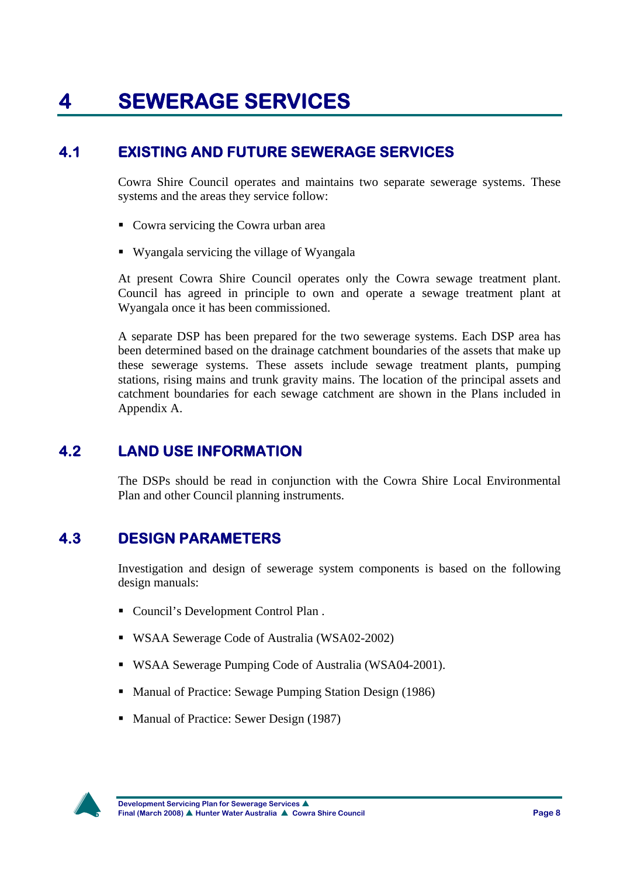# 4 SEWERAGE SERVICES

## 4.1 EXISTING AND FUTURE SEWERAGE SERVICES

Cowra Shire Council operates and maintains two separate sewerage systems. These systems and the areas they service follow:

- Cowra servicing the Cowra urban area
- Wyangala servicing the village of Wyangala

At present Cowra Shire Council operates only the Cowra sewage treatment plant. Council has agreed in principle to own and operate a sewage treatment plant at Wyangala once it has been commissioned.

A separate DSP has been prepared for the two sewerage systems. Each DSP area has been determined based on the drainage catchment boundaries of the assets that make up these sewerage systems. These assets include sewage treatment plants, pumping stations, rising mains and trunk gravity mains. The location of the principal assets and catchment boundaries for each sewage catchment are shown in the Plans included in Appendix A.

## 4.2 LAND USE INFORMATION

The DSPs should be read in conjunction with the Cowra Shire Local Environmental Plan and other Council planning instruments.

## 4.3 DESIGN PARAMETERS

Investigation and design of sewerage system components is based on the following design manuals:

- Council's Development Control Plan .
- WSAA Sewerage Code of Australia (WSA02-2002)
- WSAA Sewerage Pumping Code of Australia (WSA04-2001).
- Manual of Practice: Sewage Pumping Station Design (1986)
- Manual of Practice: Sewer Design (1987)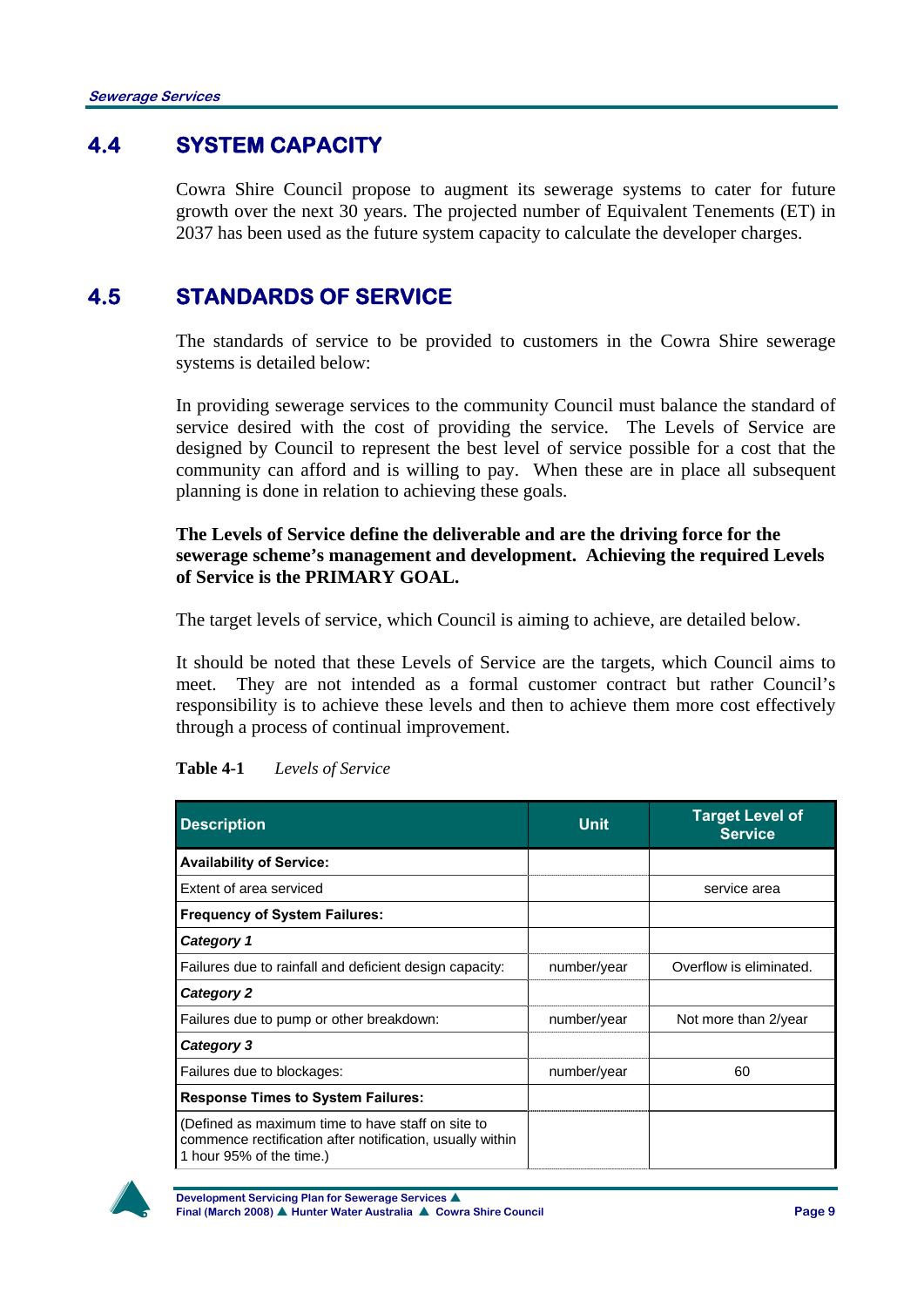## 4.4 SYSTEM CAPACITY

Cowra Shire Council propose to augment its sewerage systems to cater for future growth over the next 30 years. The projected number of Equivalent Tenements (ET) in 2037 has been used as the future system capacity to calculate the developer charges.

## 4.5 STANDARDS OF SERVICE

The standards of service to be provided to customers in the Cowra Shire sewerage systems is detailed below:

In providing sewerage services to the community Council must balance the standard of service desired with the cost of providing the service. The Levels of Service are designed by Council to represent the best level of service possible for a cost that the community can afford and is willing to pay. When these are in place all subsequent planning is done in relation to achieving these goals.

**The Levels of Service define the deliverable and are the driving force for the sewerage scheme's management and development. Achieving the required Levels of Service is the PRIMARY GOAL.**

The target levels of service, which Council is aiming to achieve, are detailed below.

It should be noted that these Levels of Service are the targets, which Council aims to meet. They are not intended as a formal customer contract but rather Council's responsibility is to achieve these levels and then to achieve them more cost effectively through a process of continual improvement.

**Table 4-1** *Levels of Service*

| Description | Unit | Target Level of Service |
|---|---|---|
| **Availability of Service:** | | |
| Extent of area serviced | | service area |
| **Frequency of System Failures:** | | |
| ***Category 1*** | | |
| Failures due to rainfall and deficient design capacity: | number/year | Overflow is eliminated. |
| ***Category 2*** | | |
| Failures due to pump or other breakdown: | number/year | Not more than 2/year |
| ***Category 3*** | | |
| Failures due to blockages: | number/year | 60 |
| **Response Times to System Failures:** | | |
| (Defined as maximum time to have staff on site to commence rectification after notification, usually within 1 hour 95% of the time.) | | |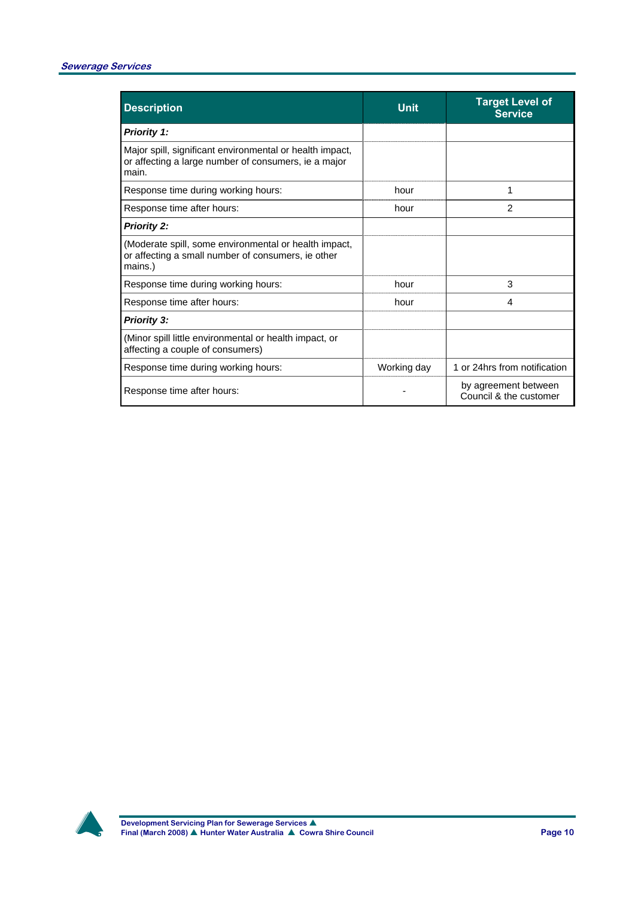| Description | Unit | Target Level of Service |
|---|---|---|
| ***Priority 1:*** | | |
| Major spill, significant environmental or health impact, or affecting a large number of consumers, ie a major main. | | |
| Response time during working hours: | hour | 1 |
| Response time after hours: | hour | 2 |
| ***Priority 2:*** | | |
| (Moderate spill, some environmental or health impact, or affecting a small number of consumers, ie other mains.) | | |
| Response time during working hours: | hour | 3 |
| Response time after hours: | hour | 4 |
| ***Priority 3:*** | | |
| (Minor spill little environmental or health impact, or affecting a couple of consumers) | | |
| Response time during working hours: | Working day | 1 or 24hrs from notification |
| Response time after hours: | - | by agreement between Council & the customer |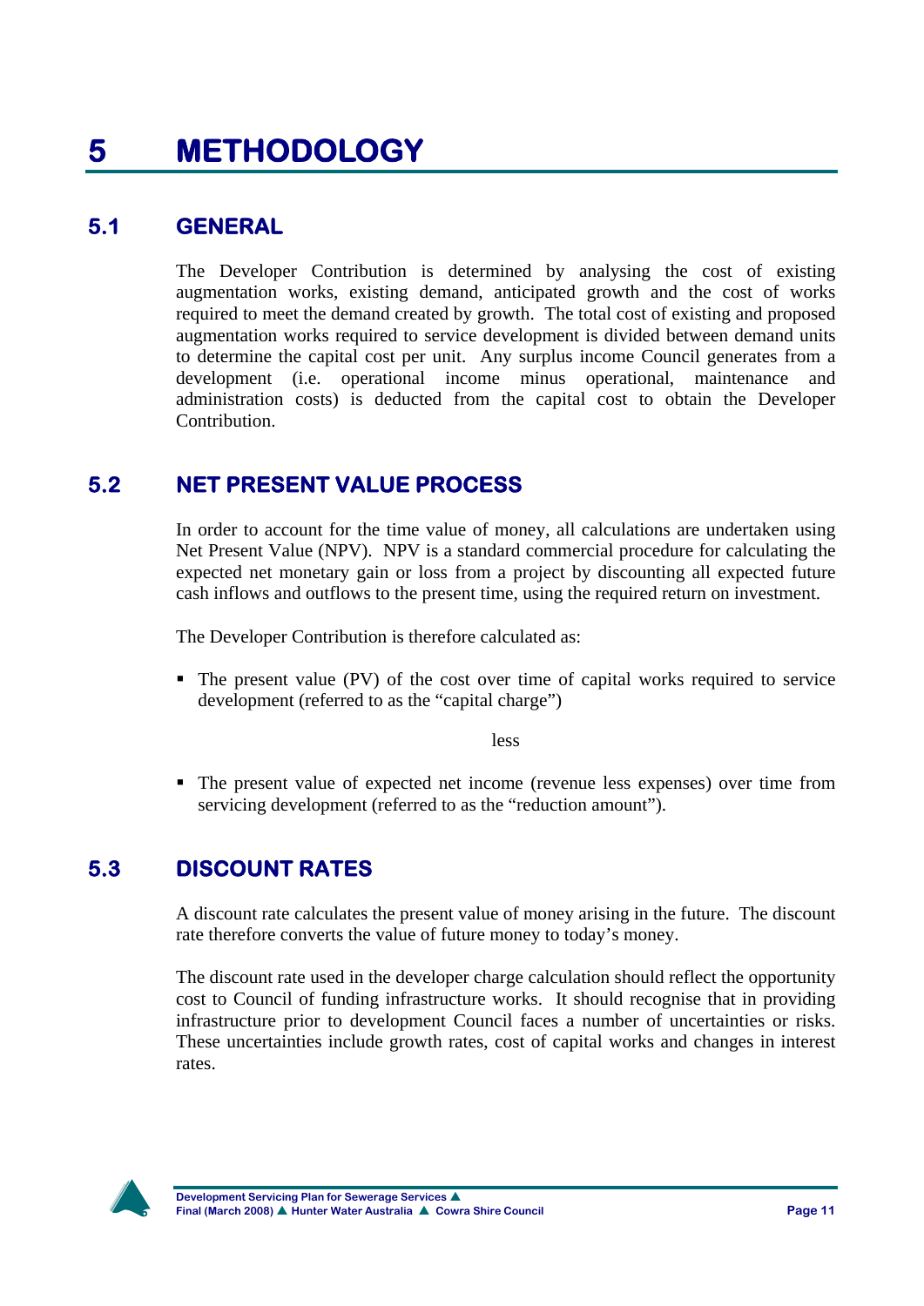# 5 METHODOLOGY

## 5.1 GENERAL

The Developer Contribution is determined by analysing the cost of existing augmentation works, existing demand, anticipated growth and the cost of works required to meet the demand created by growth. The total cost of existing and proposed augmentation works required to service development is divided between demand units to determine the capital cost per unit. Any surplus income Council generates from a development (i.e. operational income minus operational, maintenance and administration costs) is deducted from the capital cost to obtain the Developer Contribution.

## 5.2 NET PRESENT VALUE PROCESS

In order to account for the time value of money, all calculations are undertaken using Net Present Value (NPV). NPV is a standard commercial procedure for calculating the expected net monetary gain or loss from a project by discounting all expected future cash inflows and outflows to the present time, using the required return on investment.

The Developer Contribution is therefore calculated as:

- The present value (PV) of the cost over time of capital works required to service development (referred to as the "capital charge")

less

- The present value of expected net income (revenue less expenses) over time from servicing development (referred to as the "reduction amount").

## 5.3 DISCOUNT RATES

A discount rate calculates the present value of money arising in the future. The discount rate therefore converts the value of future money to today's money.

The discount rate used in the developer charge calculation should reflect the opportunity cost to Council of funding infrastructure works. It should recognise that in providing infrastructure prior to development Council faces a number of uncertainties or risks. These uncertainties include growth rates, cost of capital works and changes in interest rates.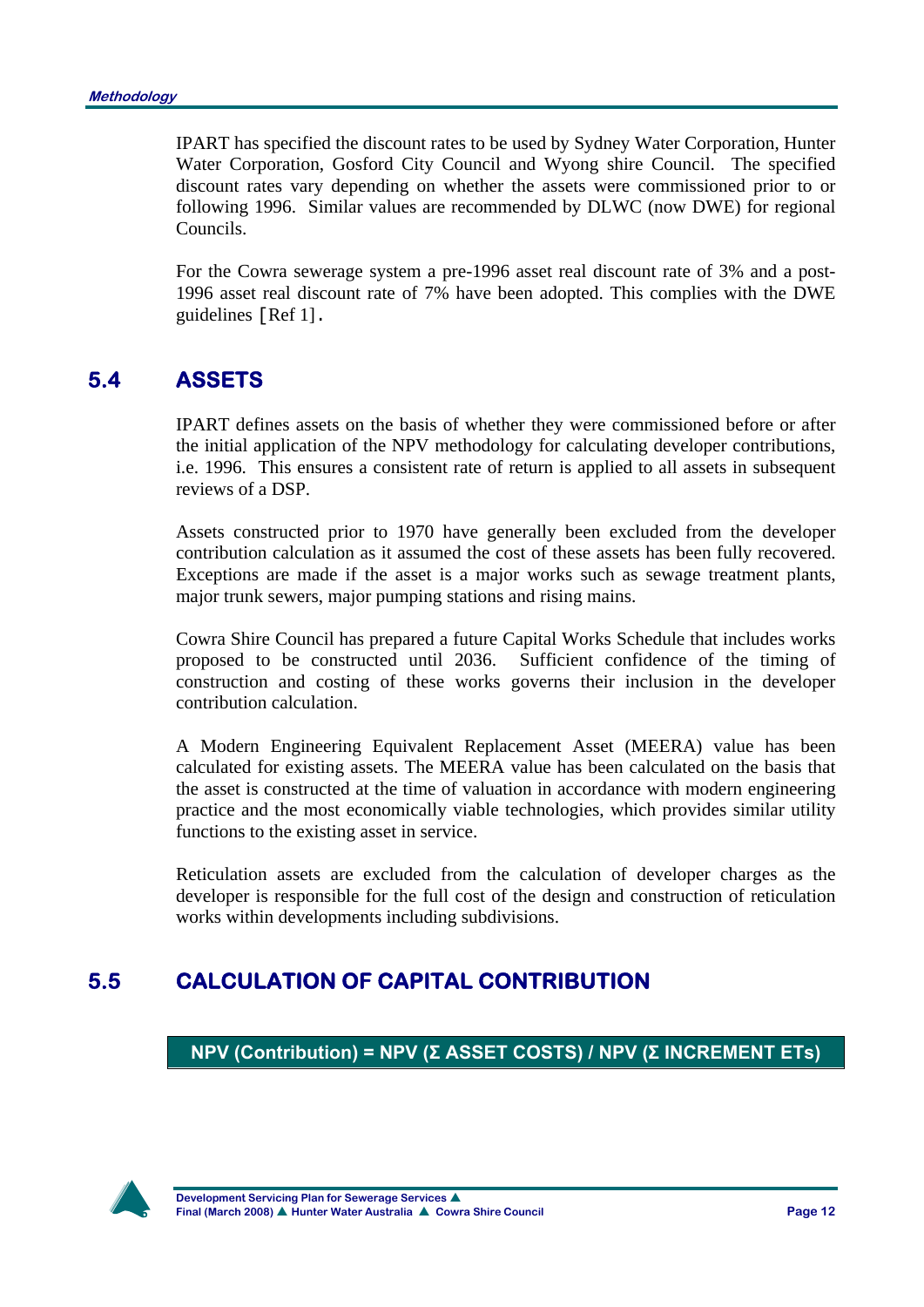IPART has specified the discount rates to be used by Sydney Water Corporation, Hunter Water Corporation, Gosford City Council and Wyong shire Council. The specified discount rates vary depending on whether the assets were commissioned prior to or following 1996. Similar values are recommended by DLWC (now DWE) for regional Councils.

For the Cowra sewerage system a pre-1996 asset real discount rate of 3% and a post-1996 asset real discount rate of 7% have been adopted. This complies with the DWE guidelines [Ref 1].

## 5.4 ASSETS

IPART defines assets on the basis of whether they were commissioned before or after the initial application of the NPV methodology for calculating developer contributions, i.e. 1996. This ensures a consistent rate of return is applied to all assets in subsequent reviews of a DSP.

Assets constructed prior to 1970 have generally been excluded from the developer contribution calculation as it assumed the cost of these assets has been fully recovered. Exceptions are made if the asset is a major works such as sewage treatment plants, major trunk sewers, major pumping stations and rising mains.

Cowra Shire Council has prepared a future Capital Works Schedule that includes works proposed to be constructed until 2036. Sufficient confidence of the timing of construction and costing of these works governs their inclusion in the developer contribution calculation.

A Modern Engineering Equivalent Replacement Asset (MEERA) value has been calculated for existing assets. The MEERA value has been calculated on the basis that the asset is constructed at the time of valuation in accordance with modern engineering practice and the most economically viable technologies, which provides similar utility functions to the existing asset in service.

Reticulation assets are excluded from the calculation of developer charges as the developer is responsible for the full cost of the design and construction of reticulation works within developments including subdivisions.

## 5.5 CALCULATION OF CAPITAL CONTRIBUTION

**NPV (Contribution) = NPV (Σ ASSET COSTS) / NPV (Σ INCREMENT ETs)**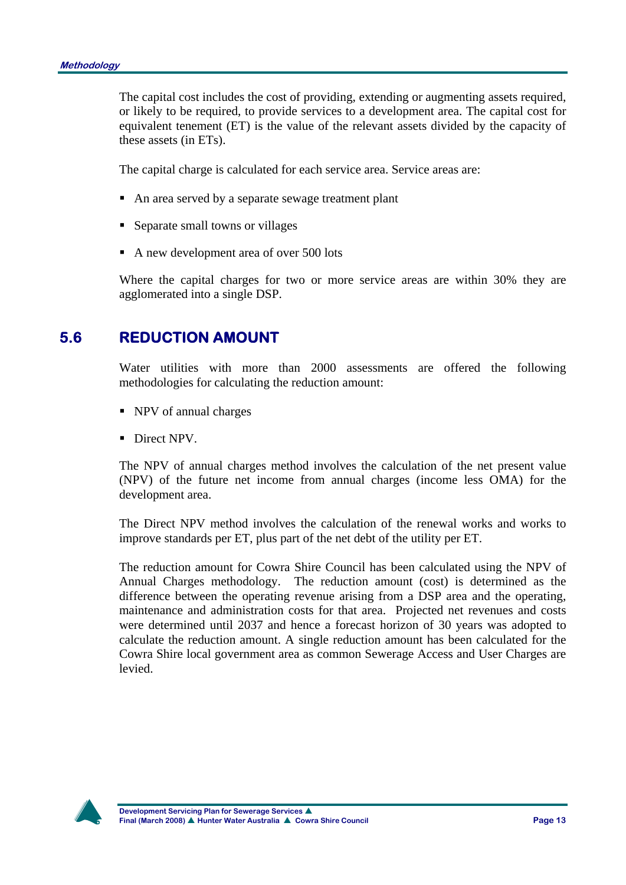The capital cost includes the cost of providing, extending or augmenting assets required, or likely to be required, to provide services to a development area. The capital cost for equivalent tenement (ET) is the value of the relevant assets divided by the capacity of these assets (in ETs).

The capital charge is calculated for each service area. Service areas are:

- An area served by a separate sewage treatment plant
- Separate small towns or villages
- A new development area of over 500 lots

Where the capital charges for two or more service areas are within 30% they are agglomerated into a single DSP.

## 5.6 REDUCTION AMOUNT

Water utilities with more than 2000 assessments are offered the following methodologies for calculating the reduction amount:

- NPV of annual charges
- Direct NPV.

The NPV of annual charges method involves the calculation of the net present value (NPV) of the future net income from annual charges (income less OMA) for the development area.

The Direct NPV method involves the calculation of the renewal works and works to improve standards per ET, plus part of the net debt of the utility per ET.

The reduction amount for Cowra Shire Council has been calculated using the NPV of Annual Charges methodology. The reduction amount (cost) is determined as the difference between the operating revenue arising from a DSP area and the operating, maintenance and administration costs for that area. Projected net revenues and costs were determined until 2037 and hence a forecast horizon of 30 years was adopted to calculate the reduction amount. A single reduction amount has been calculated for the Cowra Shire local government area as common Sewerage Access and User Charges are levied.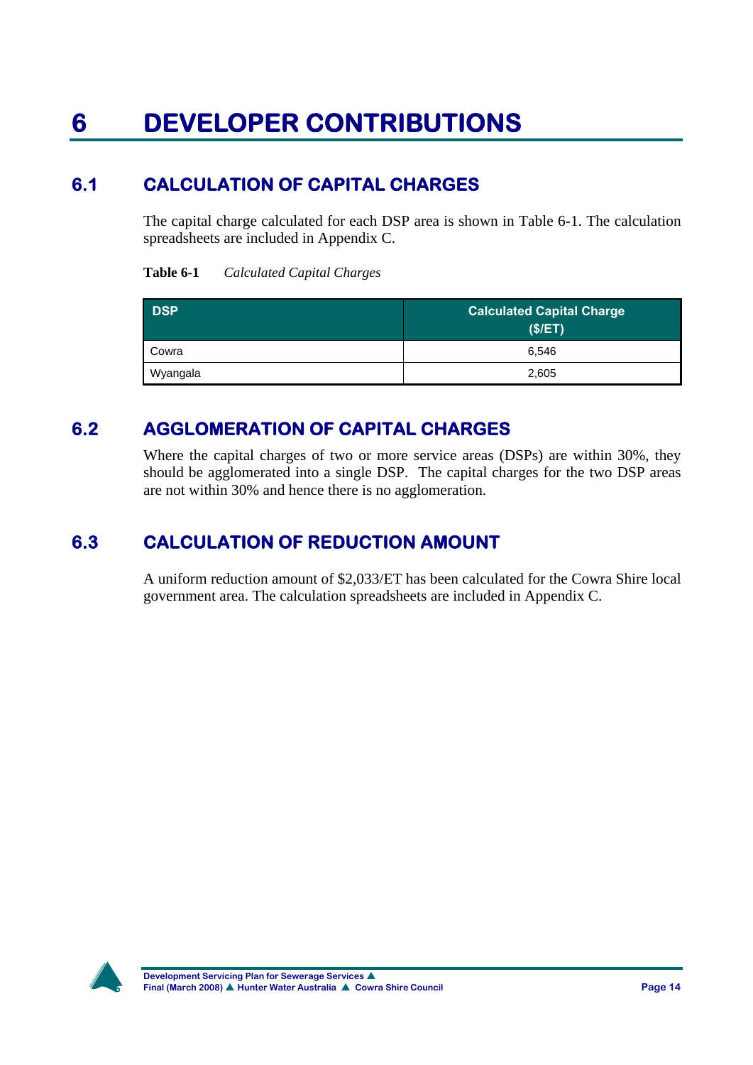# 6 DEVELOPER CONTRIBUTIONS

## 6.1 CALCULATION OF CAPITAL CHARGES

The capital charge calculated for each DSP area is shown in Table 6-1. The calculation spreadsheets are included in Appendix C.

**Table 6-1** *Calculated Capital Charges*

| DSP | Calculated Capital Charge ($/ET) |
|---|---|
| Cowra | 6,546 |
| Wyangala | 2,605 |

## 6.2 AGGLOMERATION OF CAPITAL CHARGES

Where the capital charges of two or more service areas (DSPs) are within 30%, they should be agglomerated into a single DSP. The capital charges for the two DSP areas are not within 30% and hence there is no agglomeration.

## 6.3 CALCULATION OF REDUCTION AMOUNT

A uniform reduction amount of $2,033/ET has been calculated for the Cowra Shire local government area. The calculation spreadsheets are included in Appendix C.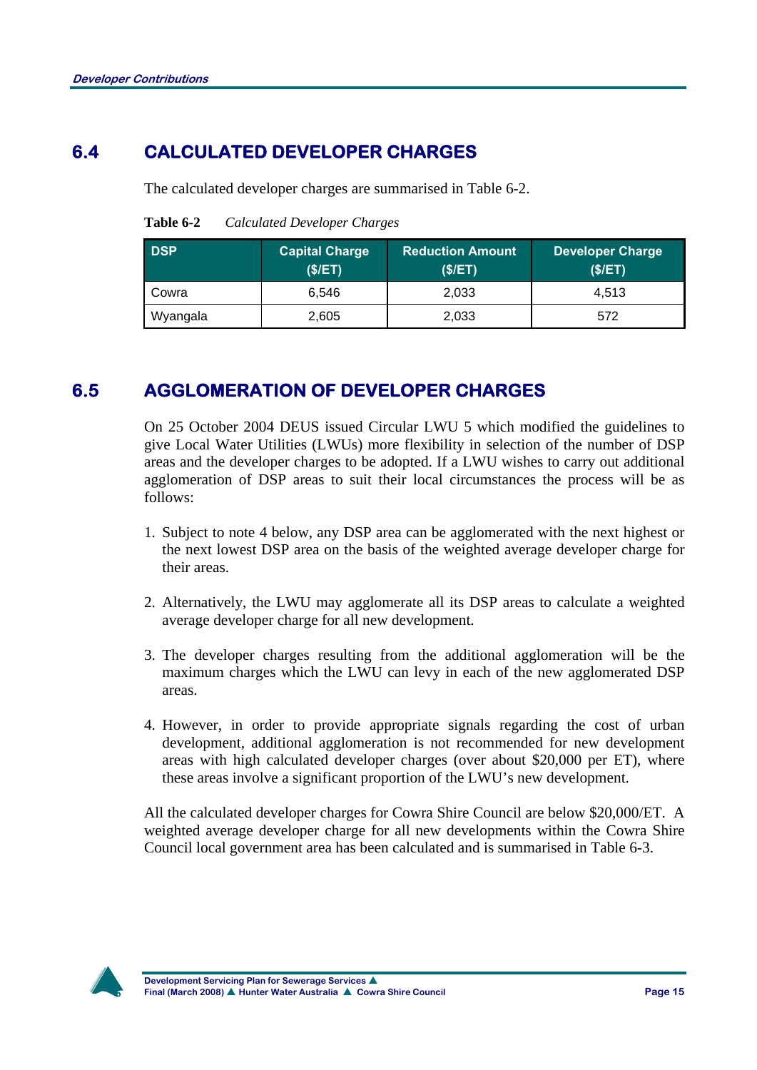## 6.4 CALCULATED DEVELOPER CHARGES

The calculated developer charges are summarised in Table 6-2.

**Table 6-2** *Calculated Developer Charges*

| DSP | Capital Charge ($/ET) | Reduction Amount ($/ET) | Developer Charge ($/ET) |
|---|---|---|---|
| Cowra | 6,546 | 2,033 | 4,513 |
| Wyangala | 2,605 | 2,033 | 572 |

## 6.5 AGGLOMERATION OF DEVELOPER CHARGES

On 25 October 2004 DEUS issued Circular LWU 5 which modified the guidelines to give Local Water Utilities (LWUs) more flexibility in selection of the number of DSP areas and the developer charges to be adopted. If a LWU wishes to carry out additional agglomeration of DSP areas to suit their local circumstances the process will be as follows:

1. Subject to note 4 below, any DSP area can be agglomerated with the next highest or the next lowest DSP area on the basis of the weighted average developer charge for their areas.

2. Alternatively, the LWU may agglomerate all its DSP areas to calculate a weighted average developer charge for all new development.

3. The developer charges resulting from the additional agglomeration will be the maximum charges which the LWU can levy in each of the new agglomerated DSP areas.

4. However, in order to provide appropriate signals regarding the cost of urban development, additional agglomeration is not recommended for new development areas with high calculated developer charges (over about $20,000 per ET), where these areas involve a significant proportion of the LWU's new development.

All the calculated developer charges for Cowra Shire Council are below $20,000/ET. A weighted average developer charge for all new developments within the Cowra Shire Council local government area has been calculated and is summarised in Table 6-3.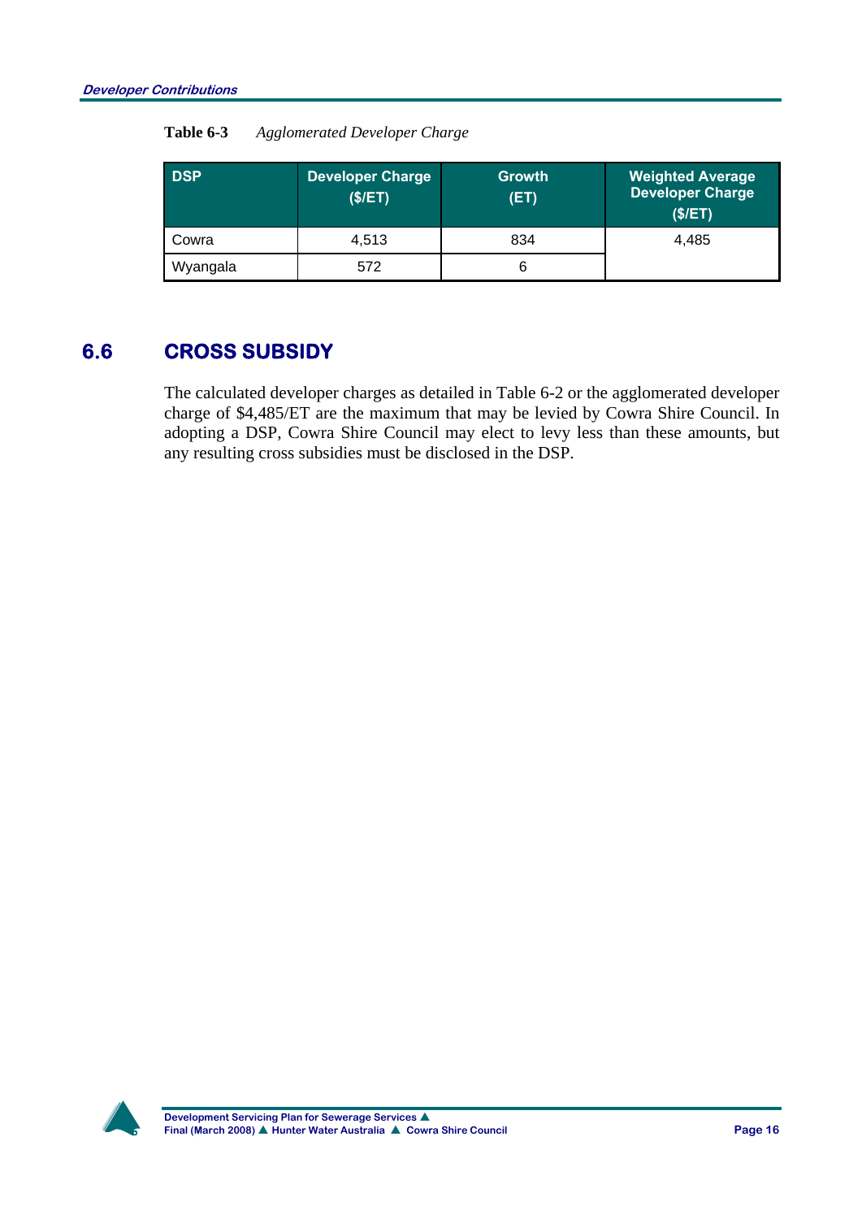**Table 6-3** *Agglomerated Developer Charge*

| DSP | Developer Charge ($/ET) | Growth (ET) | Weighted Average Developer Charge ($/ET) |
|---|---|---|---|
| Cowra | 4,513 | 834 | 4,485 |
| Wyangala | 572 | 6 | |

## 6.6 CROSS SUBSIDY

The calculated developer charges as detailed in Table 6-2 or the agglomerated developer charge of $4,485/ET are the maximum that may be levied by Cowra Shire Council. In adopting a DSP, Cowra Shire Council may elect to levy less than these amounts, but any resulting cross subsidies must be disclosed in the DSP.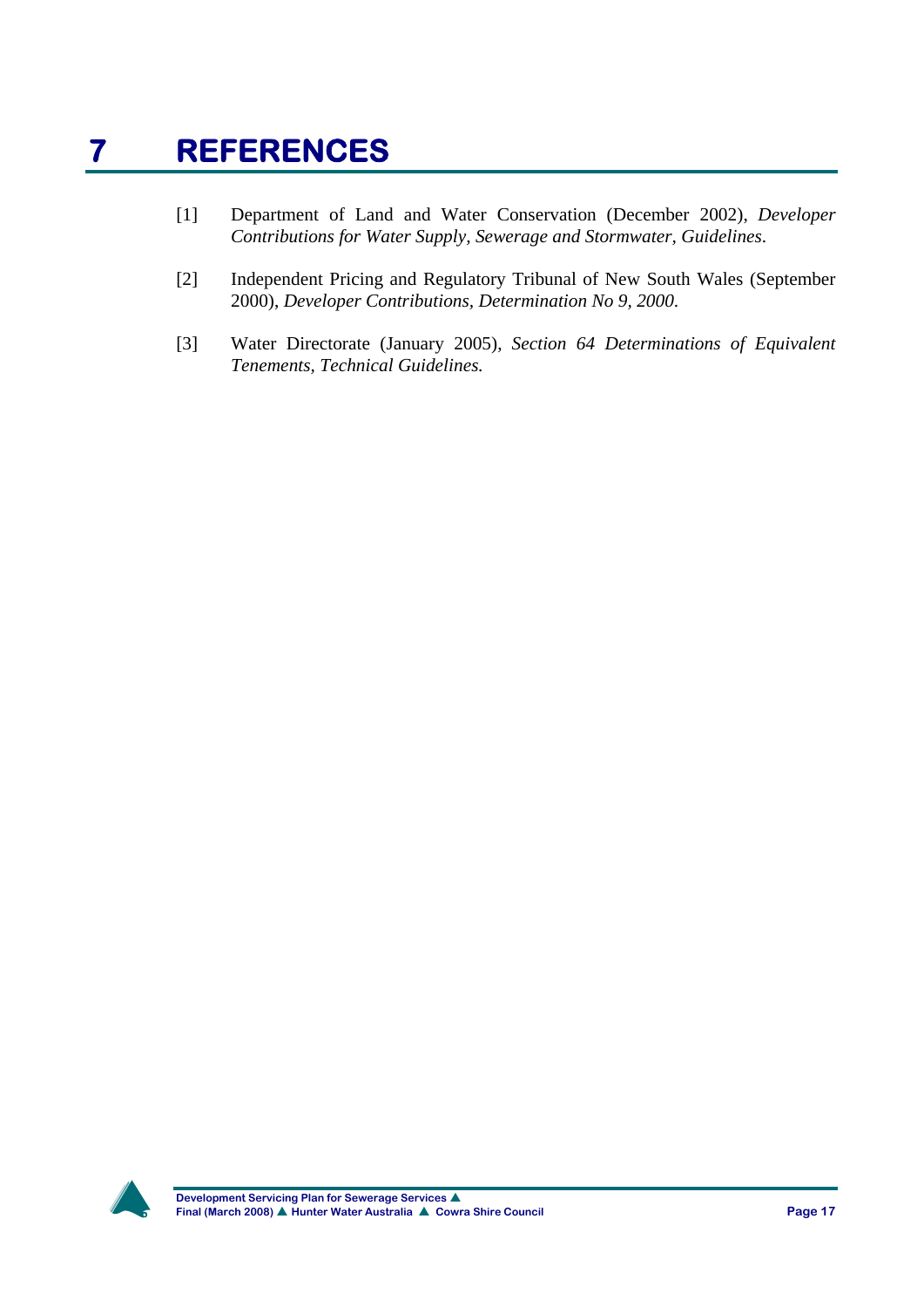# 7 REFERENCES

[1] Department of Land and Water Conservation (December 2002), *Developer Contributions for Water Supply, Sewerage and Stormwater, Guidelines*.

[2] Independent Pricing and Regulatory Tribunal of New South Wales (September 2000), *Developer Contributions, Determination No 9, 2000.*

[3] Water Directorate (January 2005), *Section 64 Determinations of Equivalent Tenements, Technical Guidelines.*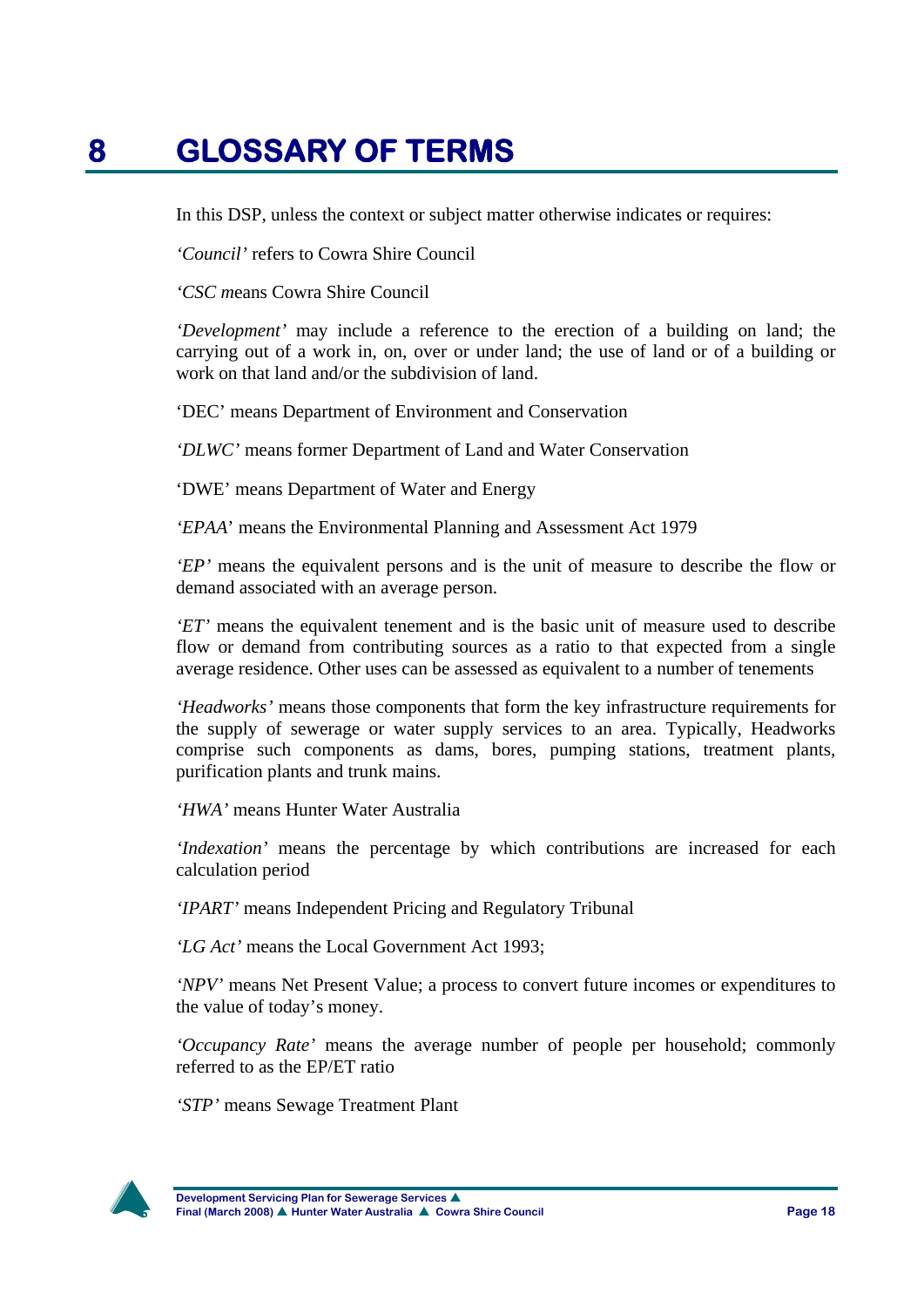# 8 GLOSSARY OF TERMS

In this DSP, unless the context or subject matter otherwise indicates or requires:

*'Council'* refers to Cowra Shire Council

*'CSC m*eans Cowra Shire Council

*'Development'* may include a reference to the erection of a building on land; the carrying out of a work in, on, over or under land; the use of land or of a building or work on that land and/or the subdivision of land.

'DEC' means Department of Environment and Conservation

*'DLWC'* means former Department of Land and Water Conservation

'DWE' means Department of Water and Energy

*'EPAA*' means the Environmental Planning and Assessment Act 1979

*'EP'* means the equivalent persons and is the unit of measure to describe the flow or demand associated with an average person.

*'ET'* means the equivalent tenement and is the basic unit of measure used to describe flow or demand from contributing sources as a ratio to that expected from a single average residence. Other uses can be assessed as equivalent to a number of tenements

*'Headworks'* means those components that form the key infrastructure requirements for the supply of sewerage or water supply services to an area. Typically, Headworks comprise such components as dams, bores, pumping stations, treatment plants, purification plants and trunk mains.

*'HWA'* means Hunter Water Australia

*'Indexation'* means the percentage by which contributions are increased for each calculation period

*'IPART'* means Independent Pricing and Regulatory Tribunal

*'LG Act'* means the Local Government Act 1993;

*'NPV'* means Net Present Value; a process to convert future incomes or expenditures to the value of today's money.

*'Occupancy Rate'* means the average number of people per household; commonly referred to as the EP/ET ratio

*'STP'* means Sewage Treatment Plant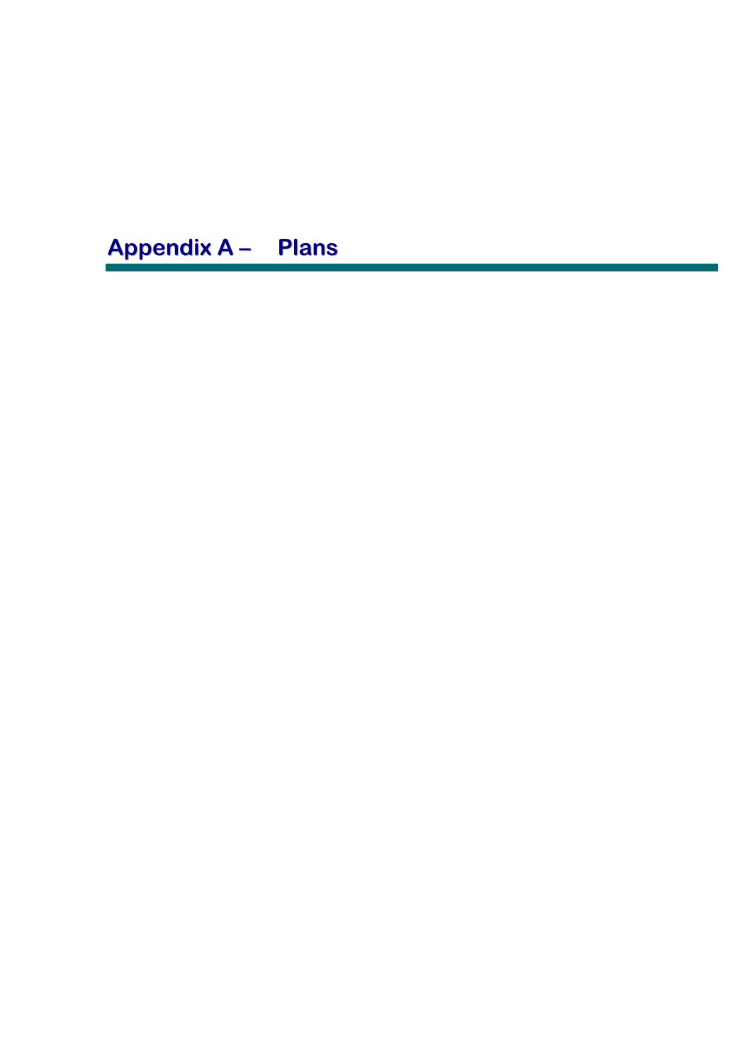# Appendix A – Plans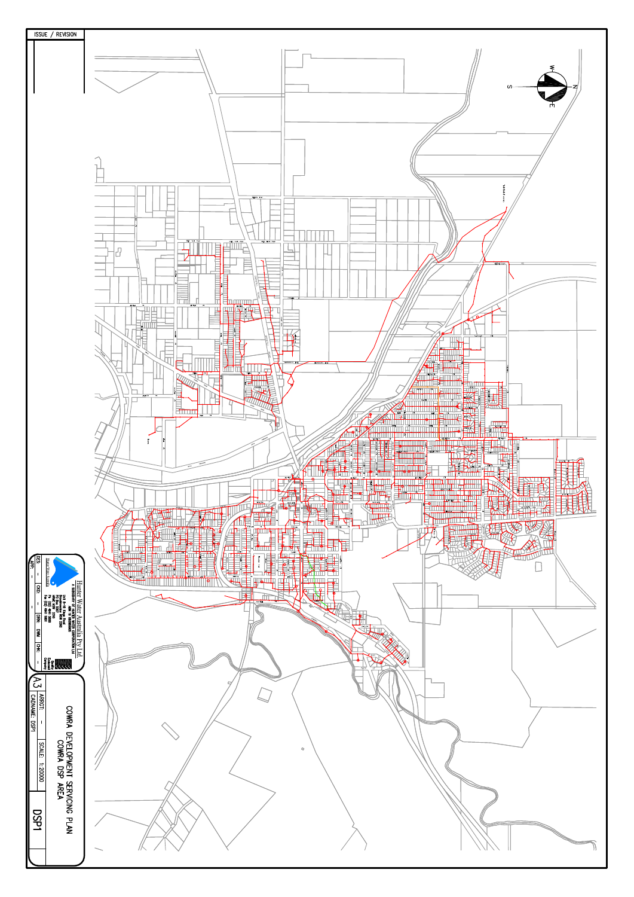ISSUE / REVISION

Hunter Water Australia Pty Ltd.
A SUBSIDIARY OF HUNTER WATER CORPORATION LTD

DES: - | CKD: - | DRN: DWM | CHK: -
APP: -

A3

ARRGT: -

CADNAME: DSP1

SCALE: 1:20000

# COWRA DEVELOPMENT SERVICING PLAN
## COWRA DSP AREA

DSP1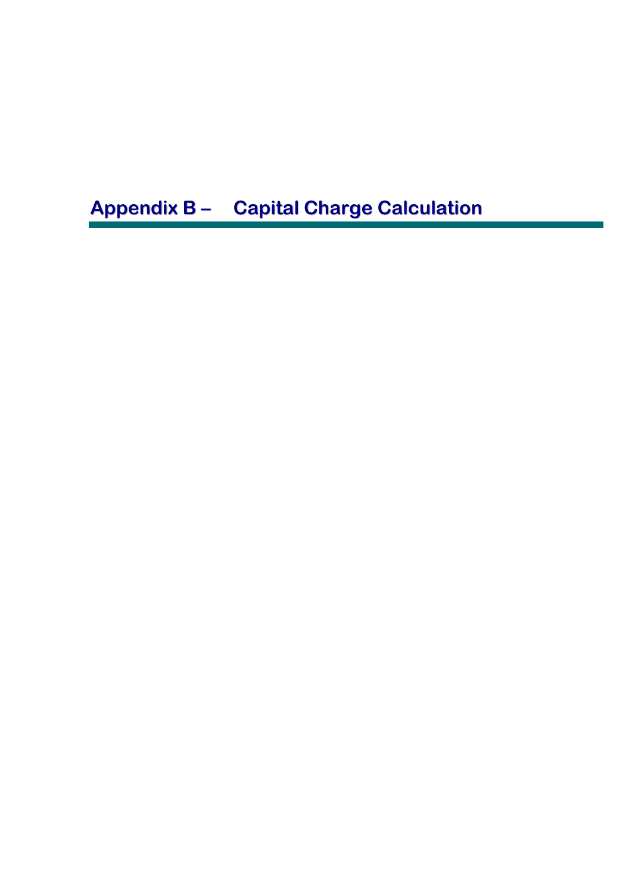# Appendix B – Capital Charge Calculation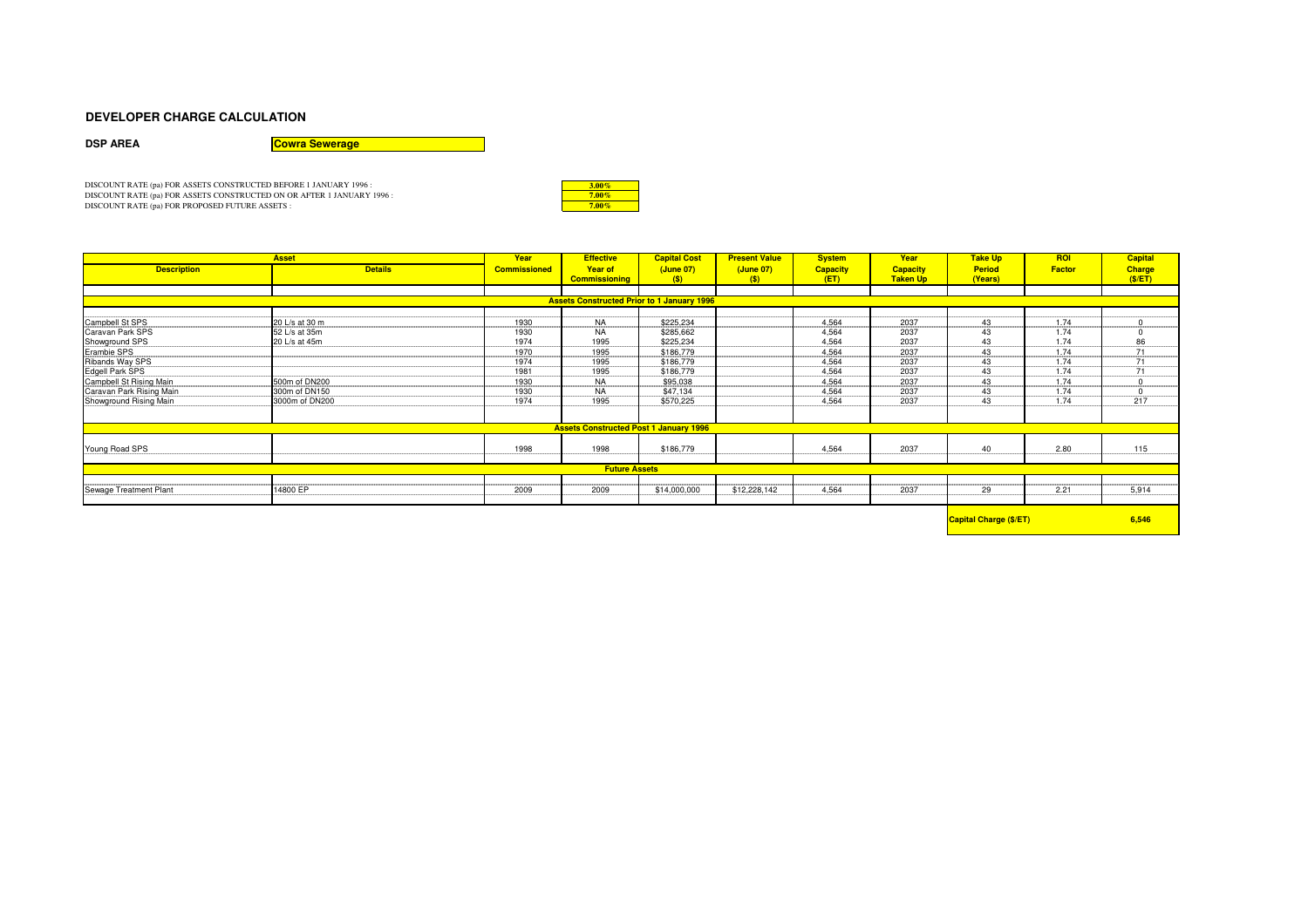## DEVELOPER CHARGE CALCULATION

**DSP AREA** **Cowra Sewerage**

DISCOUNT RATE (pa) FOR ASSETS CONSTRUCTED BEFORE 1 JANUARY 1996 : 3.00%
DISCOUNT RATE (pa) FOR ASSETS CONSTRUCTED ON OR AFTER 1 JANUARY 1996 : 7.00%
DISCOUNT RATE (pa) FOR PROPOSED FUTURE ASSETS : 7.00%

| Asset | | Year | Effective | Capital Cost | Present Value | System | Year | Take Up | ROI | Capital |
|---|---|---|---|---|---|---|---|---|---|---|
| Description | Details | Commissioned | Year of Commissioning | (June 07) ($) | (June 07) ($) | Capacity (ET) | Capacity Taken Up | Period (Years) | Factor | Charge ($/ET) |
| **Assets Constructed Prior to 1 January 1996** | | | | | | | | | | |
| Campbell St SPS | 20 L/s at 30 m | 1930 | NA | $225,234 | | 4,564 | 2037 | 43 | 1.74 | 0 |
| Caravan Park SPS | 52 L/s at 35m | 1930 | NA | $285,662 | | 4,564 | 2037 | 43 | 1.74 | 0 |
| Showground SPS | 20 L/s at 45m | 1974 | 1995 | $225,234 | | 4,564 | 2037 | 43 | 1.74 | 86 |
| Erambie SPS | | 1970 | 1995 | $186,779 | | 4,564 | 2037 | 43 | 1.74 | 71 |
| Ribands Way SPS | | 1974 | 1995 | $186,779 | | 4,564 | 2037 | 43 | 1.74 | 71 |
| Edgell Park SPS | | 1981 | 1995 | $186,779 | | 4,564 | 2037 | 43 | 1.74 | 71 |
| Campbell St Rising Main | 500m of DN200 | 1930 | NA | $95,038 | | 4,564 | 2037 | 43 | 1.74 | 0 |
| Caravan Park Rising Main | 300m of DN150 | 1930 | NA | $47,134 | | 4,564 | 2037 | 43 | 1.74 | 0 |
| Showground Rising Main | 3000m of DN200 | 1974 | 1995 | $570,225 | | 4,564 | 2037 | 43 | 1.74 | 217 |
| **Assets Constructed Post 1 January 1996** | | | | | | | | | | |
| Young Road SPS | | 1998 | 1998 | $186,779 | | 4,564 | 2037 | 40 | 2.80 | 115 |
| **Future Assets** | | | | | | | | | | |
| Sewage Treatment Plant | 14800 EP | 2009 | 2009 | $14,000,000 | $12,228,142 | 4,564 | 2037 | 29 | 2.21 | 5,914 |
| | | | | | | | | **Capital Charge ($/ET)** | | **6,546** |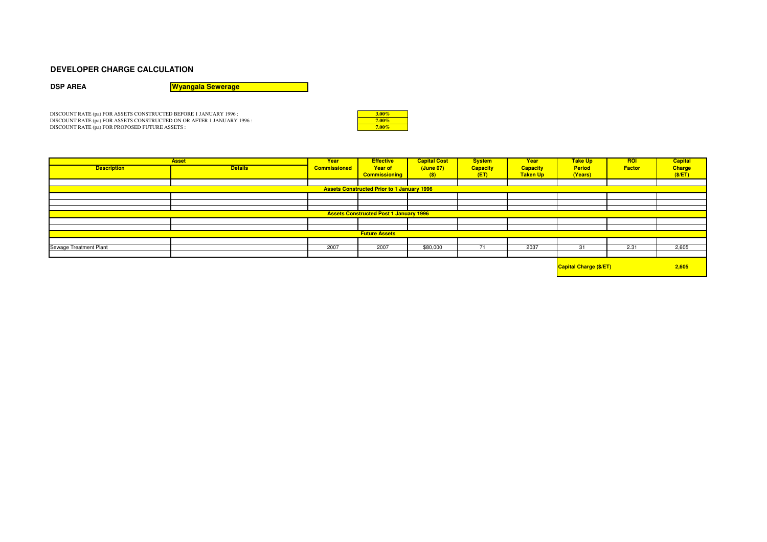## DEVELOPER CHARGE CALCULATION

**DSP AREA** **Wyangala Sewerage**

DISCOUNT RATE (pa) FOR ASSETS CONSTRUCTED BEFORE 1 JANUARY 1996 : 3.00%
DISCOUNT RATE (pa) FOR ASSETS CONSTRUCTED ON OR AFTER 1 JANUARY 1996 : 7.00%
DISCOUNT RATE (pa) FOR PROPOSED FUTURE ASSETS : 7.00%

| Asset | | Year | Effective | Capital Cost | System | Year | Take Up | ROI | Capital |
|---|---|---|---|---|---|---|---|---|---|
| Description | Details | Commissioned | Year of Commissioning | (June 07) ($) | Capacity (ET) | Capacity Taken Up | Period (Years) | Factor | Charge ($/ET) |
| | | | | | | | | | |
| **Assets Constructed Prior to 1 January 1996** | | | | | | | | | |
| | | | | | | | | | |
| | | | | | | | | | |
| **Assets Constructed Post 1 January 1996** | | | | | | | | | |
| | | | | | | | | | |
| **Future Assets** | | | | | | | | | |
| | | | | | | | | | |
| Sewage Treatment Plant | | 2007 | 2007 | $80,000 | 71 | 2037 | 31 | 2.31 | 2,605 |
| | | | | | | | | | |
| | | | | | | | **Capital Charge ($/ET)** | | **2,605** |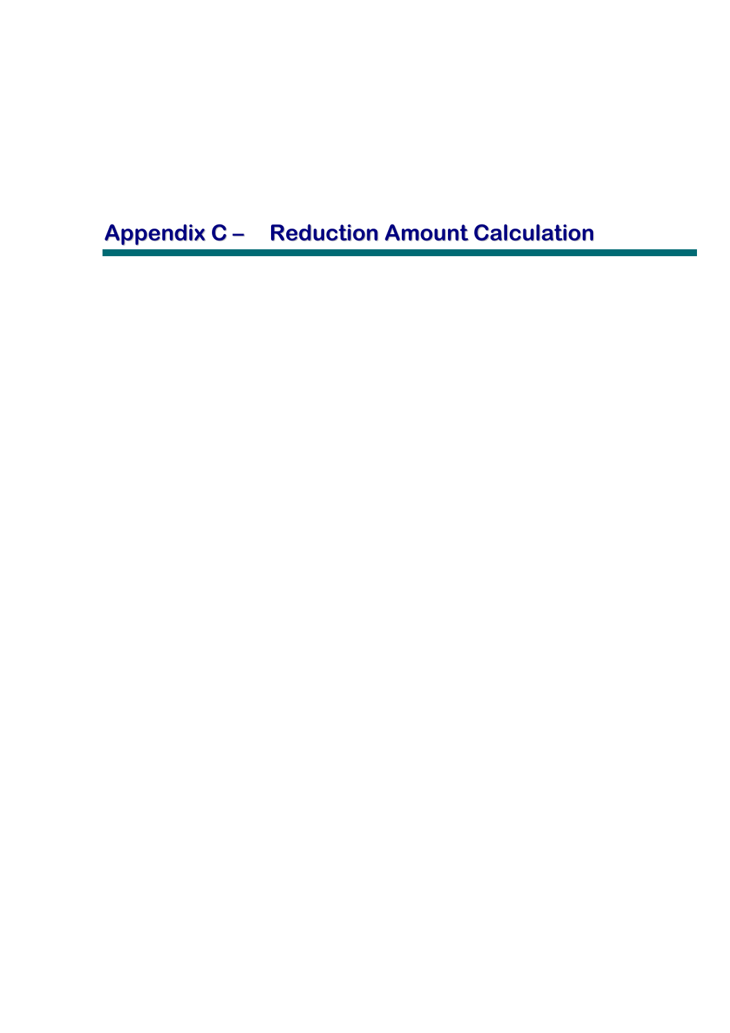# Appendix C – Reduction Amount Calculation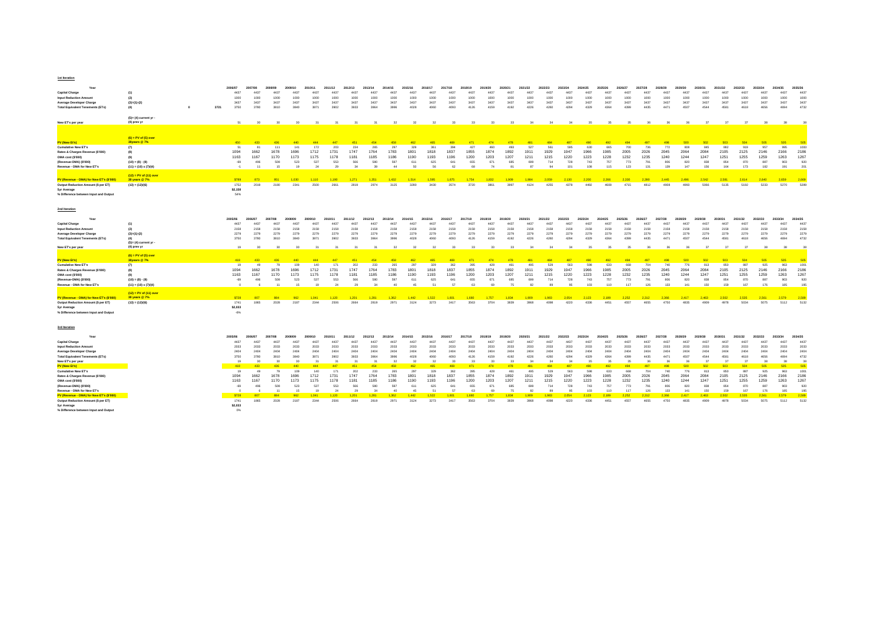**1st Iteration**

| Year | | | | 2006/07 | 2007/08 | 2008/09 | 2009/10 | 2010/11 | 2011/12 | 2012/13 | 2013/14 | 2014/15 | 2015/16 | 2016/17 | 2017/18 | 2018/19 | 2019/20 | 2020/21 | 2021/22 | 2022/23 | 2023/24 | 2024/25 | 2025/26 | 2026/27 | 2027/28 | 2028/29 | 2029/30 | 2030/31 | 2031/32 | 2032/33 | 2033/34 | 2034/35 | 2035/36 |
|---|---|---|---|---|---|---|---|---|---|---|---|---|---|---|---|---|---|---|---|---|---|---|---|---|---|---|---|---|---|---|---|---|---|
| Capital Charge | (1) | | | 4437 | 4437 | 4437 | 4437 | 4437 | 4437 | 4437 | 4437 | 4437 | 4437 | 4437 | 4437 | 4437 | 4437 | 4437 | 4437 | 4437 | 4437 | 4437 | 4437 | 4437 | 4437 | 4437 | 4437 | 4437 | 4437 | 4437 | 4437 | 4437 | 4437 |
| Input Reduction Amount | (2) | | | 1000 | 1000 | 1000 | 1000 | 1000 | 1000 | 1000 | 1000 | 1000 | 1000 | 1000 | 1000 | 1000 | 1000 | 1000 | 1000 | 1000 | 1000 | 1000 | 1000 | 1000 | 1000 | 1000 | 1000 | 1000 | 1000 | 1000 | 1000 | 1000 | 1000 |
| Average Developer Charge | (3)=(1)-(2) | | | 3437 | 3437 | 3437 | 3437 | 3437 | 3437 | 3437 | 3437 | 3437 | 3437 | 3437 | 3437 | 3437 | 3437 | 3437 | 3437 | 3437 | 3437 | 3437 | 3437 | 3437 | 3437 | 3437 | 3437 | 3437 | 3437 | 3437 | 3437 | 3437 | 3437 |
| Total Equivalent Tenements (ET's) | (4) | 0 | 3721 | 3750 | 3780 | 3810 | 3840 | 3871 | 3902 | 3933 | 3964 | 3996 | 4028 | 4060 | 4093 | 4126 | 4159 | 4192 | 4226 | 4260 | 4294 | 4329 | 4364 | 4399 | 4435 | 4471 | 4507 | 4544 | 4581 | 4618 | 4656 | 4694 | 4732 |
| New ET's per year | (5)= (4) current yr - (4) prev yr | | | 51 | 30 | 30 | 30 | 31 | 31 | 31 | 31 | 32 | 32 | 32 | 33 | 33 | 33 | 33 | 34 | 34 | 34 | 35 | 35 | 35 | 36 | 36 | 36 | 37 | 37 | 37 | 38 | 38 | 38 |
| PV (New Et's) | (6) = PV of (5) over 30years @ 7% | | | 450 | 433 | 436 | 440 | 444 | 447 | 451 | 454 | 458 | 462 | 465 | 469 | 471 | 474 | 478 | 481 | 484 | 487 | 490 | 492 | 494 | 497 | 498 | 500 | 502 | 503 | 504 | 505 | 505 | 505 |
| Cumulative New ET's | (7) | | | 51 | 81 | 111 | 141 | 172 | 203 | 234 | 265 | 297 | 329 | 361 | 394 | 427 | 460 | 493 | 527 | 561 | 595 | 630 | 665 | 700 | 736 | 772 | 808 | 845 | 882 | 919 | 957 | 995 | 1033 |
| Rates & Charges Revenue ($'000) | (8) | | | 1094 | 1662 | 1678 | 1696 | 1712 | 1731 | 1747 | 1764 | 1783 | 1801 | 1818 | 1837 | 1855 | 1874 | 1892 | 1911 | 1929 | 1947 | 1966 | 1985 | 2005 | 2026 | 2045 | 2064 | 2084 | 2105 | 2125 | 2146 | 2166 | 2186 |
| OMA cost ($'000) | (9) | | | 1163 | 1167 | 1170 | 1173 | 1175 | 1178 | 1181 | 1185 | 1186 | 1190 | 1193 | 1196 | 1200 | 1203 | 1207 | 1211 | 1215 | 1220 | 1223 | 1228 | 1232 | 1235 | 1240 | 1244 | 1247 | 1251 | 1255 | 1259 | 1263 | 1267 |
| (Revenue-OMA) ($'000) | (10) = (8) - (9) | | | -69 | 496 | 508 | 523 | 537 | 553 | 566 | 580 | 597 | 611 | 625 | 641 | 655 | 671 | 685 | 699 | 714 | 728 | 743 | 757 | 773 | 791 | 806 | 820 | 838 | 854 | 870 | 887 | 903 | 920 |
| Revenue - OMA for New ET's | (11) = (10) x (7)/(4) | | | -1 | 11 | 15 | 19 | 24 | 29 | 34 | 39 | 44 | 50 | 56 | 62 | 68 | 74 | 81 | 87 | 94 | 101 | 108 | 115 | 123 | 131 | 139 | 147 | 156 | 164 | 173 | 182 | 191 | 201 |
| PV (Revenue - OMA) for New ET's ($'000) | (12) = PV of (11) over 30 years @ 7% | | | $799 | 873 | 951 | 1,030 | 1,110 | 1,190 | 1,271 | 1,351 | 1,432 | 1,514 | 1,595 | 1,675 | 1,754 | 1,832 | 1,909 | 1,984 | 2,059 | 2,130 | 2,200 | 2,266 | 2,330 | 2,390 | 2,445 | 2,496 | 2,542 | 2,581 | 2,614 | 2,640 | 2,659 | 2,669 |
| Output Reduction Amount ($ per ET) | (13) = (12)/(6) | | | 1752 | 2019 | 2180 | 2341 | 2500 | 2661 | 2819 | 2974 | 3125 | 3280 | 3430 | 3574 | 3720 | 3861 | 3997 | 4124 | 4255 | 4378 | 4492 | 4608 | 4715 | 4812 | 4909 | 4993 | 5066 | 5135 | 5192 | 5233 | 5270 | 5289 |
| 5yr Average | | | | $2,158 | | | | | | | | | | | | | | | | | | | | | | | | | | | | | |
| % Difference between Input and Output | | | | 54% | | | | | | | | | | | | | | | | | | | | | | | | | | | | | |

**2nd Iteration**

| Year | | 2005/06 | 2006/07 | 2007/08 | 2008/09 | 2009/10 | 2010/11 | 2011/12 | 2012/13 | 2013/14 | 2014/15 | 2015/16 | 2016/17 | 2017/18 | 2018/19 | 2019/20 | 2020/21 | 2021/22 | 2022/23 | 2023/24 | 2024/25 | 2025/26 | 2026/27 | 2027/28 | 2028/29 | 2029/30 | 2030/31 | 2031/32 | 2032/33 | 2033/34 | 2034/35 |
|---|---|---|---|---|---|---|---|---|---|---|---|---|---|---|---|---|---|---|---|---|---|---|---|---|---|---|---|---|---|---|---|
| Capital Charge | (1) | 4437 | 4437 | 4437 | 4437 | 4437 | 4437 | 4437 | 4437 | 4437 | 4437 | 4437 | 4437 | 4437 | 4437 | 4437 | 4437 | 4437 | 4437 | 4437 | 4437 | 4437 | 4437 | 4437 | 4437 | 4437 | 4437 | 4437 | 4437 | 4437 | 4437 |
| Input Reduction Amount | (2) | 2158 | 2158 | 2158 | 2158 | 2158 | 2158 | 2158 | 2158 | 2158 | 2158 | 2158 | 2158 | 2158 | 2158 | 2158 | 2158 | 2158 | 2158 | 2158 | 2158 | 2158 | 2158 | 2158 | 2158 | 2158 | 2158 | 2158 | 2158 | 2158 | 2158 |
| Average Developer Charge | (3)=(1)-(2) | 2279 | 2279 | 2279 | 2279 | 2279 | 2279 | 2279 | 2279 | 2279 | 2279 | 2279 | 2279 | 2279 | 2279 | 2279 | 2279 | 2279 | 2279 | 2279 | 2279 | 2279 | 2279 | 2279 | 2279 | 2279 | 2279 | 2279 | 2279 | 2279 | 2279 |
| Total Equivalent Tenements (ET's) | (4) | 3750 | 3780 | 3810 | 3840 | 3871 | 3902 | 3933 | 3964 | 3996 | 4028 | 4060 | 4093 | 4126 | 4159 | 4192 | 4226 | 4260 | 4294 | 4329 | 4364 | 4399 | 4435 | 4471 | 4507 | 4544 | 4581 | 4618 | 4656 | 4694 | 4732 |
| New ET's per year | (5)= (4) current yr - (4) prev yr | 19 | 30 | 30 | 30 | 31 | 31 | 31 | 31 | 32 | 32 | 32 | 33 | 33 | 33 | 33 | 34 | 34 | 34 | 35 | 35 | 35 | 36 | 36 | 36 | 37 | 37 | 37 | 38 | 38 | 38 |
| PV (New Et's) | (6) = PV of (5) over 30years @ 7% | 418 | 433 | 436 | 440 | 444 | 447 | 451 | 454 | 458 | 462 | 465 | 469 | 471 | 474 | 478 | 481 | 484 | 487 | 490 | 492 | 494 | 497 | 498 | 500 | 502 | 503 | 504 | 505 | 505 | 505 |
| Cumulative New ET's | (7) | 19 | 49 | 79 | 109 | 140 | 171 | 202 | 233 | 265 | 297 | 329 | 362 | 395 | 429 | 461 | 495 | 529 | 563 | 598 | 633 | 668 | 704 | 740 | 776 | 813 | 850 | 887 | 925 | 963 | 1001 |
| Rates & Charges Revenue ($'000) | (8) | 1094 | 1662 | 1678 | 1696 | 1712 | 1731 | 1747 | 1764 | 1783 | 1801 | 1818 | 1837 | 1855 | 1874 | 1892 | 1911 | 1929 | 1947 | 1966 | 1985 | 2005 | 2026 | 2045 | 2064 | 2084 | 2105 | 2125 | 2146 | 2166 | 2186 |
| OMA cost ($'000) | (9) | 1163 | 1167 | 1170 | 1173 | 1175 | 1178 | 1181 | 1185 | 1186 | 1190 | 1193 | 1196 | 1200 | 1203 | 1207 | 1211 | 1215 | 1220 | 1223 | 1228 | 1232 | 1235 | 1240 | 1244 | 1247 | 1251 | 1255 | 1259 | 1263 | 1267 |
| (Revenue-OMA) ($'000) | (10) = (8) - (9) | -69 | 496 | 508 | 523 | 537 | 553 | 566 | 580 | 597 | 611 | 625 | 641 | 655 | 671 | 685 | 699 | 714 | 728 | 743 | 757 | 773 | 791 | 806 | 820 | 838 | 854 | 870 | 887 | 903 | 920 |
| Revenue - OMA for New ET's | (11) = (10) x (7)/(4) | 0 | 6 | 11 | 15 | 19 | 24 | 29 | 34 | 40 | 45 | 51 | 57 | 63 | 69 | 75 | 82 | 89 | 95 | 103 | 110 | 117 | 126 | 133 | 141 | 150 | 159 | 167 | 176 | 185 | 195 |
| PV (Revenue - OMA) for New ET's ($'000) | (12) = PV of (11) over 30 years @ 7% | $728 | 807 | 884 | 962 | 1,041 | 1,120 | 1,201 | 1,281 | 1,362 | 1,442 | 1,522 | 1,601 | 1,680 | 1,757 | 1,834 | 1,909 | 1,983 | 2,054 | 2,123 | 2,189 | 2,252 | 2,312 | 2,366 | 2,417 | 2,463 | 2,502 | 2,535 | 2,561 | 2,579 | 2,589 |
| Output Reduction Amount ($ per ET) | (13) = (12)/(6) | 1741 | 1865 | 2028 | 2187 | 2344 | 2506 | 2664 | 2819 | 2971 | 3124 | 3273 | 3417 | 3563 | 3704 | 3839 | 3968 | 4098 | 4220 | 4336 | 4451 | 4557 | 4655 | 4750 | 4835 | 4909 | 4978 | 5034 | 5075 | 5112 | 5132 |
| 5yr Average | | $2,033 | | | | | | | | | | | | | | | | | | | | | | | | | | | | | |
| % Difference between Input and Output | | -6% | | | | | | | | | | | | | | | | | | | | | | | | | | | | | |

**3rd Iteration**

| Year | 2005/06 | 2006/07 | 2007/08 | 2008/09 | 2009/10 | 2010/11 | 2011/12 | 2012/13 | 2013/14 | 2014/15 | 2015/16 | 2016/17 | 2017/18 | 2018/19 | 2019/20 | 2020/21 | 2021/22 | 2022/23 | 2023/24 | 2024/25 | 2025/26 | 2026/27 | 2027/28 | 2028/29 | 2029/30 | 2030/31 | 2031/32 | 2032/33 | 2033/34 | 2034/35 |
|---|---|---|---|---|---|---|---|---|---|---|---|---|---|---|---|---|---|---|---|---|---|---|---|---|---|---|---|---|---|---|
| Capital Charge | 4437 | 4437 | 4437 | 4437 | 4437 | 4437 | 4437 | 4437 | 4437 | 4437 | 4437 | 4437 | 4437 | 4437 | 4437 | 4437 | 4437 | 4437 | 4437 | 4437 | 4437 | 4437 | 4437 | 4437 | 4437 | 4437 | 4437 | 4437 | 4437 | 4437 |
| Input Reduction Amount | 2033 | 2033 | 2033 | 2033 | 2033 | 2033 | 2033 | 2033 | 2033 | 2033 | 2033 | 2033 | 2033 | 2033 | 2033 | 2033 | 2033 | 2033 | 2033 | 2033 | 2033 | 2033 | 2033 | 2033 | 2033 | 2033 | 2033 | 2033 | 2033 | 2033 |
| Average Developer Charge | 2404 | 2404 | 2404 | 2404 | 2404 | 2404 | 2404 | 2404 | 2404 | 2404 | 2404 | 2404 | 2404 | 2404 | 2404 | 2404 | 2404 | 2404 | 2404 | 2404 | 2404 | 2404 | 2404 | 2404 | 2404 | 2404 | 2404 | 2404 | 2404 | 2404 |
| Total Equivalent Tenements (ET's) | 3750 | 3780 | 3810 | 3840 | 3871 | 3902 | 3933 | 3964 | 3996 | 4028 | 4060 | 4093 | 4126 | 4159 | 4192 | 4226 | 4260 | 4294 | 4329 | 4364 | 4399 | 4435 | 4471 | 4507 | 4544 | 4581 | 4618 | 4656 | 4694 | 4732 |
| New ET's per year | 19 | 30 | 30 | 30 | 31 | 31 | 31 | 31 | 32 | 32 | 32 | 33 | 33 | 33 | 33 | 34 | 34 | 34 | 35 | 35 | 35 | 36 | 36 | 36 | 37 | 37 | 37 | 38 | 38 | 38 |
| PV (New Et's) | 418 | 433 | 436 | 440 | 444 | 447 | 451 | 454 | 458 | 462 | 465 | 469 | 471 | 474 | 478 | 481 | 484 | 487 | 490 | 492 | 494 | 497 | 498 | 500 | 502 | 503 | 504 | 505 | 505 | 505 |
| Cumulative New ET's | 19 | 49 | 79 | 109 | 140 | 171 | 202 | 233 | 265 | 297 | 329 | 362 | 395 | 429 | 461 | 495 | 529 | 563 | 598 | 633 | 668 | 704 | 740 | 776 | 813 | 850 | 887 | 925 | 963 | 1001 |
| Rates & Charges Revenue ($'000) | 1094 | 1662 | 1678 | 1696 | 1712 | 1731 | 1747 | 1764 | 1783 | 1801 | 1818 | 1837 | 1855 | 1874 | 1892 | 1911 | 1929 | 1947 | 1966 | 1985 | 2005 | 2026 | 2045 | 2064 | 2084 | 2105 | 2125 | 2146 | 2166 | 2186 |
| OMA cost ($'000) | 1163 | 1167 | 1170 | 1173 | 1175 | 1178 | 1181 | 1185 | 1186 | 1190 | 1193 | 1196 | 1200 | 1203 | 1207 | 1211 | 1215 | 1220 | 1223 | 1228 | 1232 | 1235 | 1240 | 1244 | 1247 | 1251 | 1255 | 1259 | 1263 | 1267 |
| (Revenue-OMA) ($'000) | -69 | 496 | 508 | 523 | 537 | 553 | 566 | 580 | 597 | 611 | 625 | 641 | 655 | 671 | 685 | 699 | 714 | 728 | 743 | 757 | 773 | 791 | 806 | 820 | 838 | 854 | 870 | 887 | 903 | 920 |
| Revenue - OMA for New ET's | 0 | 6 | 11 | 15 | 19 | 24 | 29 | 34 | 40 | 45 | 51 | 57 | 63 | 69 | 75 | 82 | 89 | 95 | 103 | 110 | 117 | 126 | 133 | 141 | 150 | 159 | 167 | 176 | 185 | 195 |
| PV (Revenue - OMA) for New ET's ($'000) | $728 | 807 | 884 | 962 | 1,041 | 1,120 | 1,201 | 1,281 | 1,362 | 1,442 | 1,522 | 1,601 | 1,680 | 1,757 | 1,834 | 1,909 | 1,983 | 2,054 | 2,123 | 2,189 | 2,252 | 2,312 | 2,366 | 2,417 | 2,463 | 2,502 | 2,535 | 2,561 | 2,579 | 2,589 |
| Output Reduction Amount ($ per ET) | 1741 | 1865 | 2028 | 2187 | 2344 | 2506 | 2664 | 2819 | 2971 | 3124 | 3273 | 3417 | 3563 | 3704 | 3839 | 3968 | 4098 | 4220 | 4336 | 4451 | 4557 | 4655 | 4750 | 4835 | 4909 | 4978 | 5034 | 5075 | 5112 | 5132 |
| 5yr Average | $2,033 | | | | | | | | | | | | | | | | | | | | | | | | | | | | | |
| % Difference between Input and Output | 0% | | | | | | | | | | | | | | | | | | | | | | | | | | | | | |